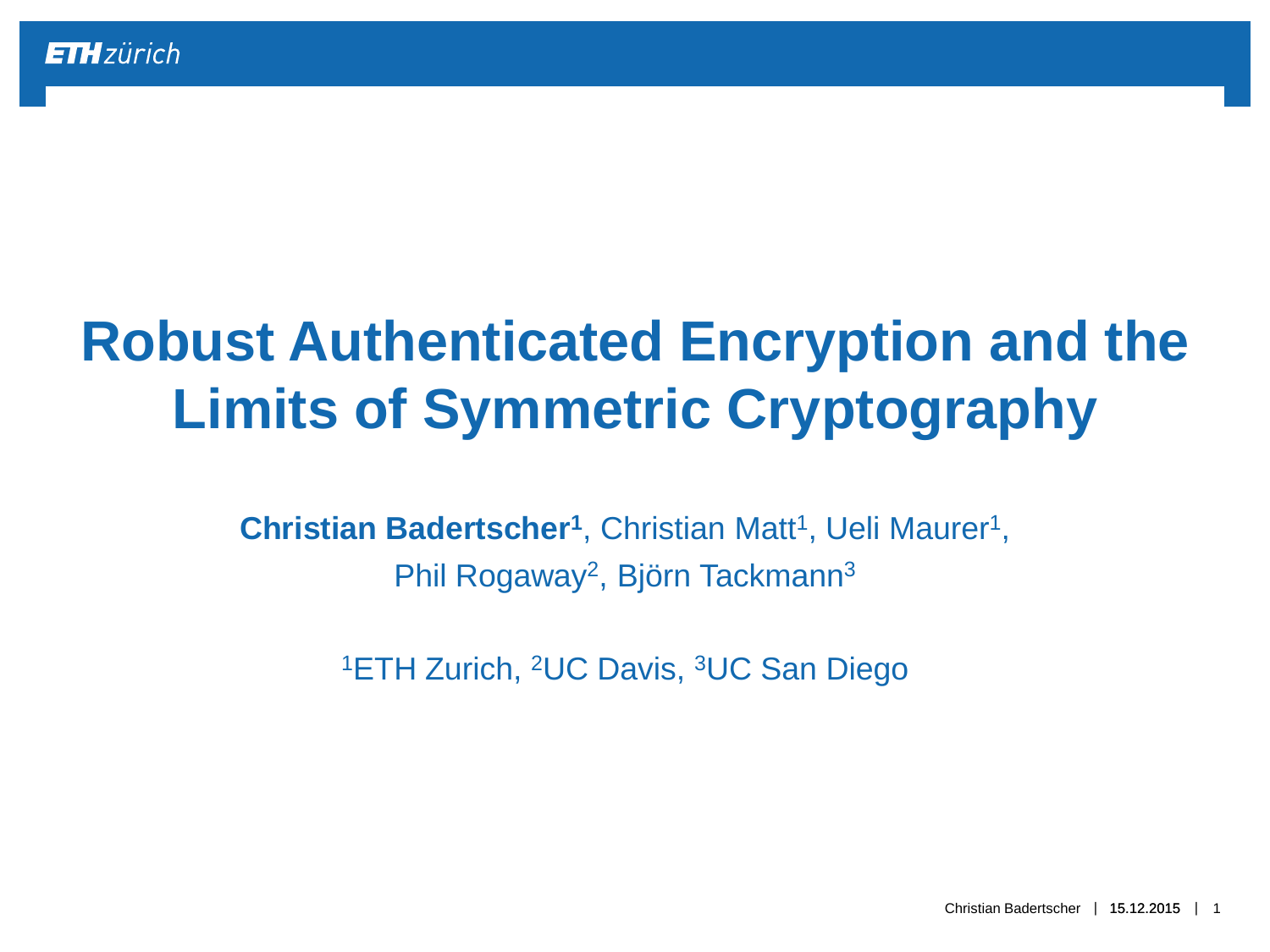# Robust Authenticated Encryption and the Limits of Symmetric Cryptography

**Christian Badertscher[1]**, Christian Matt[1], Ueli Maurer[1], Phil Rogaway[2], Björn Tackmann[3]

[1]ETH Zurich, [2]UC Davis, [3]UC San Diego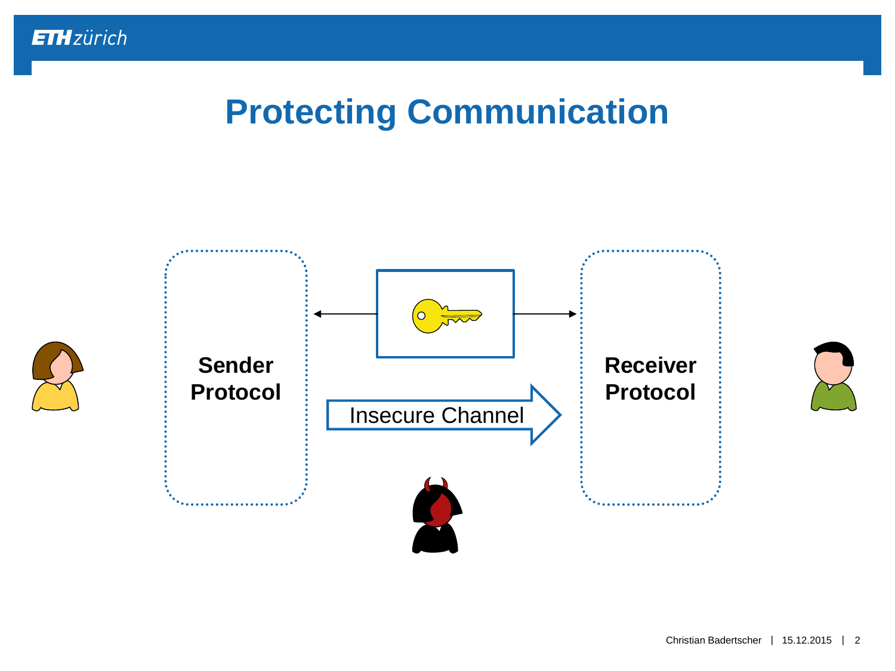# Protecting Communication

**Sender Protocol**

Insecure Channel

**Receiver Protocol**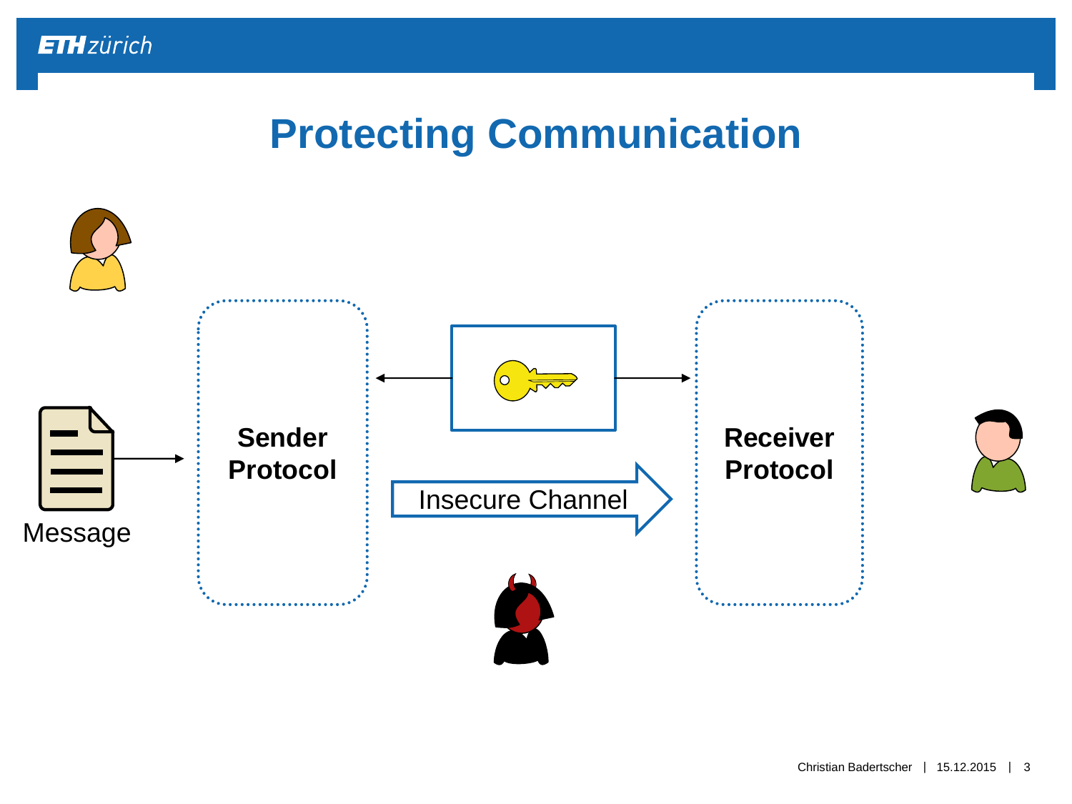# Protecting Communication

Message

**Sender Protocol**

Insecure Channel

**Receiver Protocol**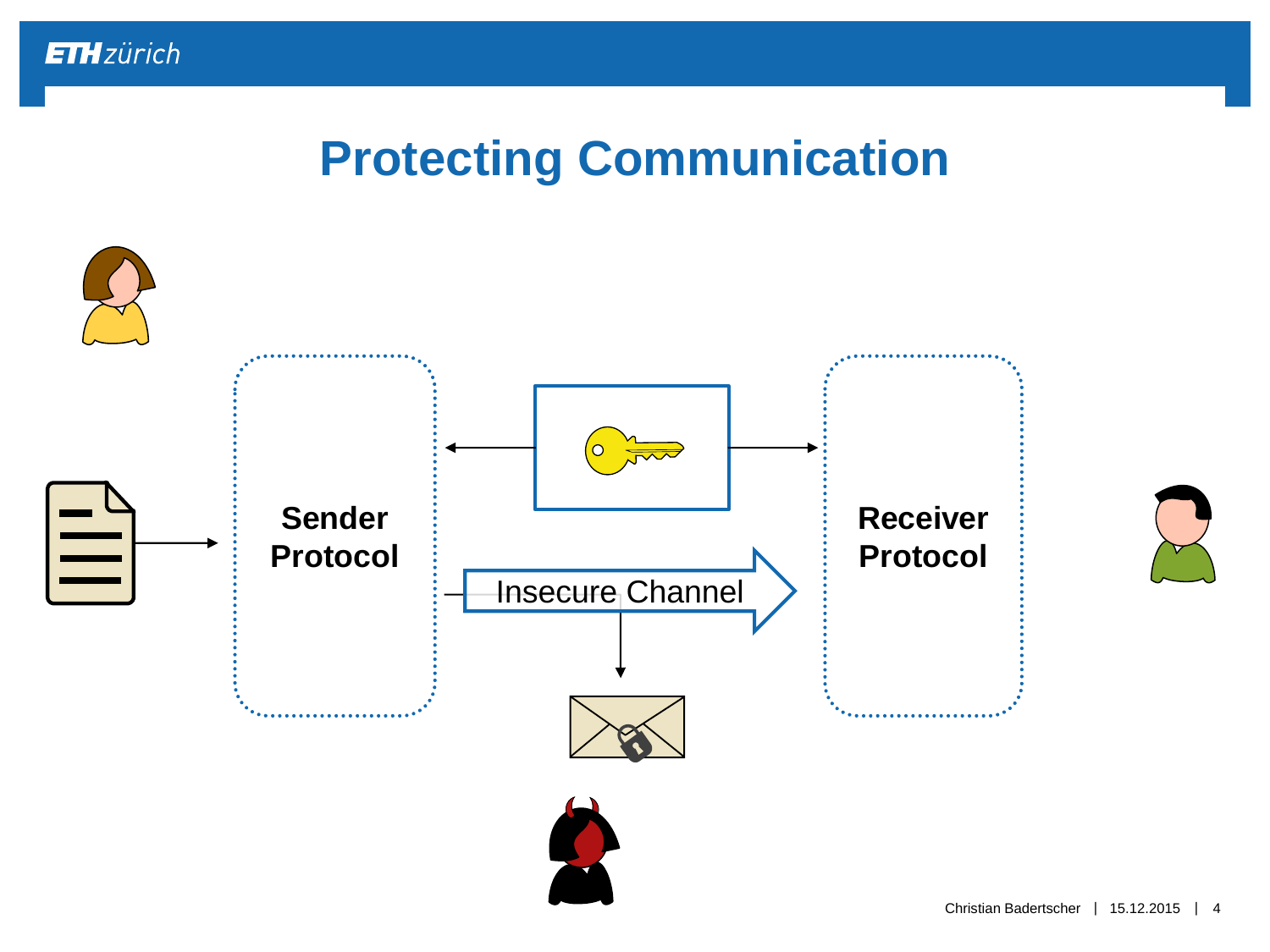# Protecting Communication

Sender Protocol

Receiver Protocol

Insecure Channel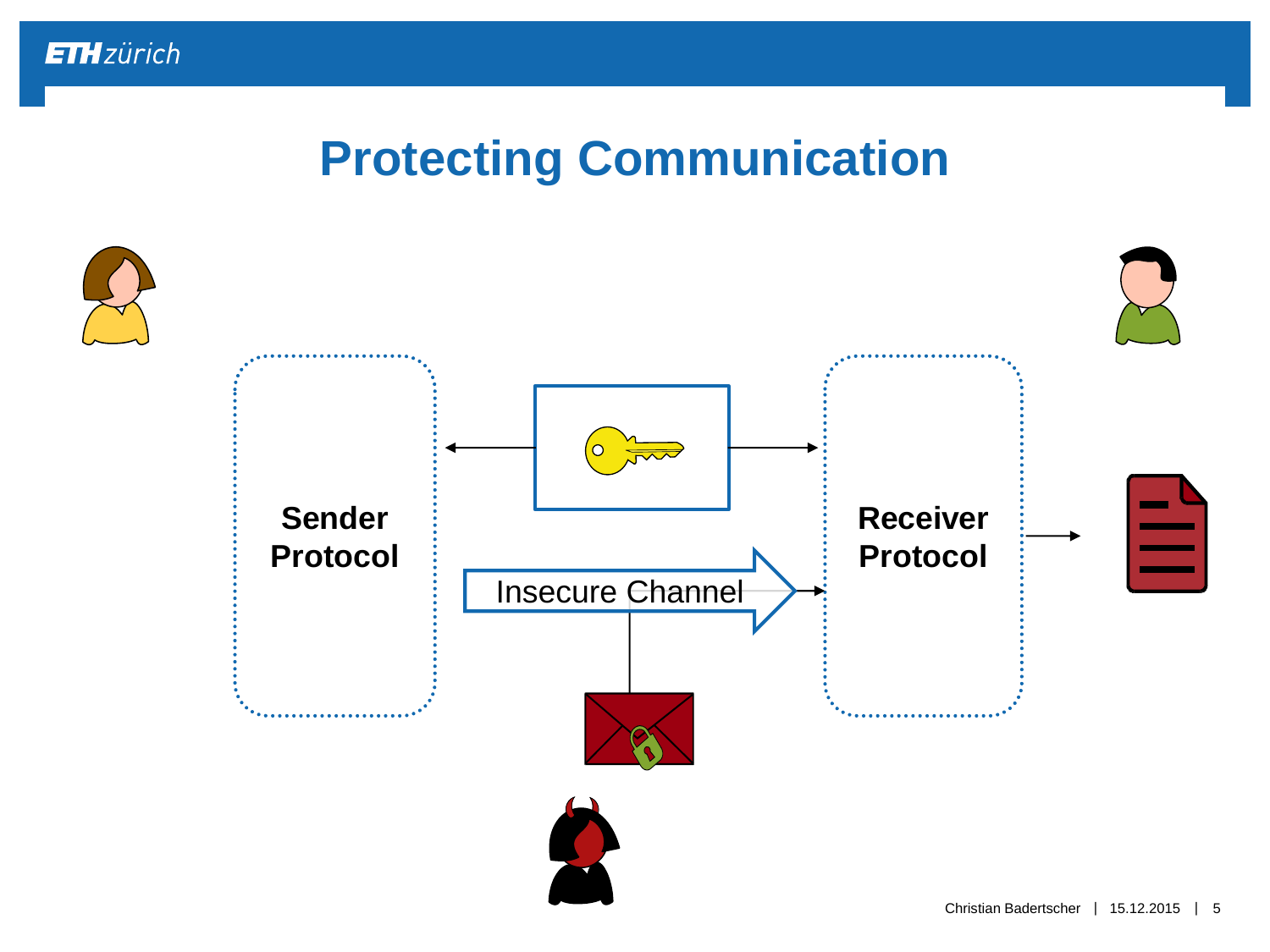# Protecting Communication

Sender Protocol

Insecure Channel

Receiver Protocol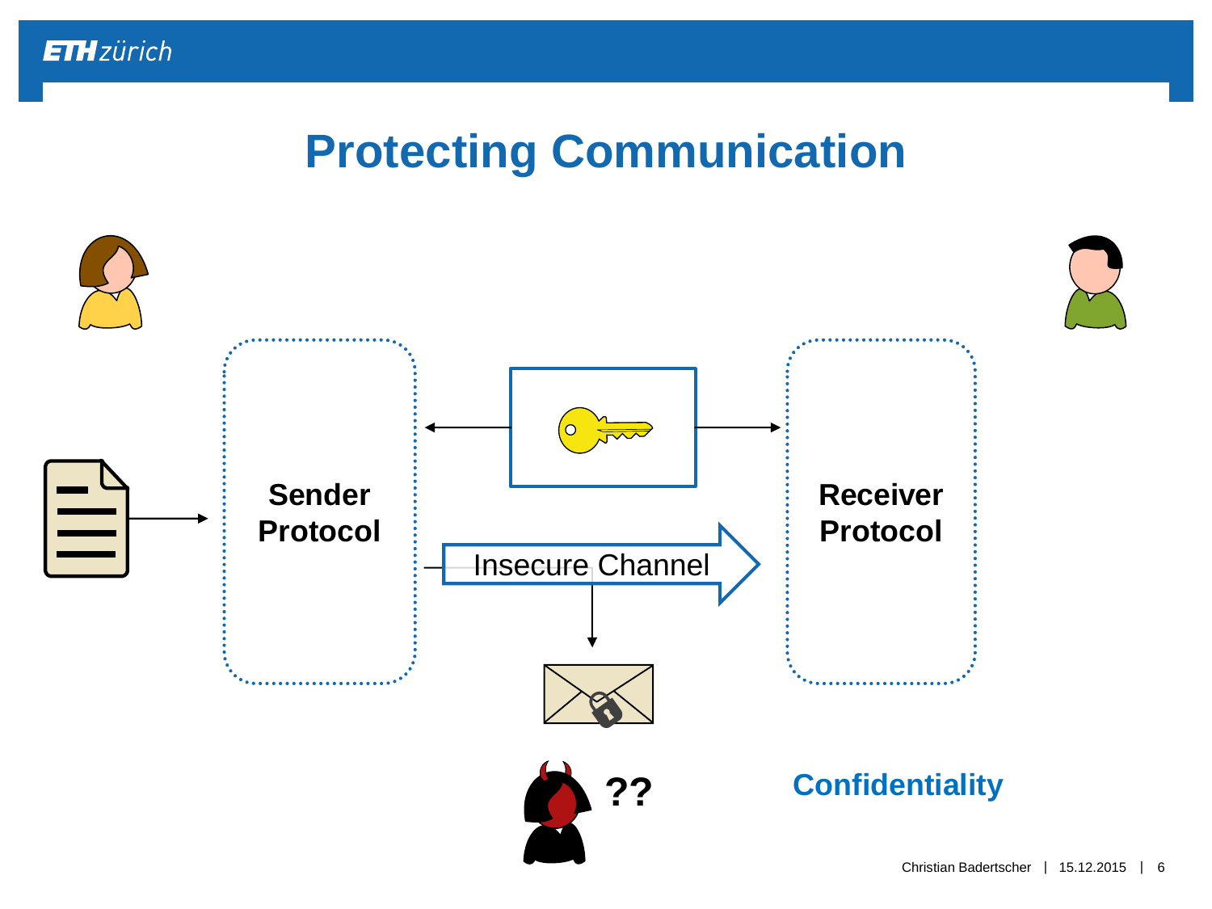# Protecting Communication

Sender Protocol

Receiver Protocol

Insecure Channel

??

**Confidentiality**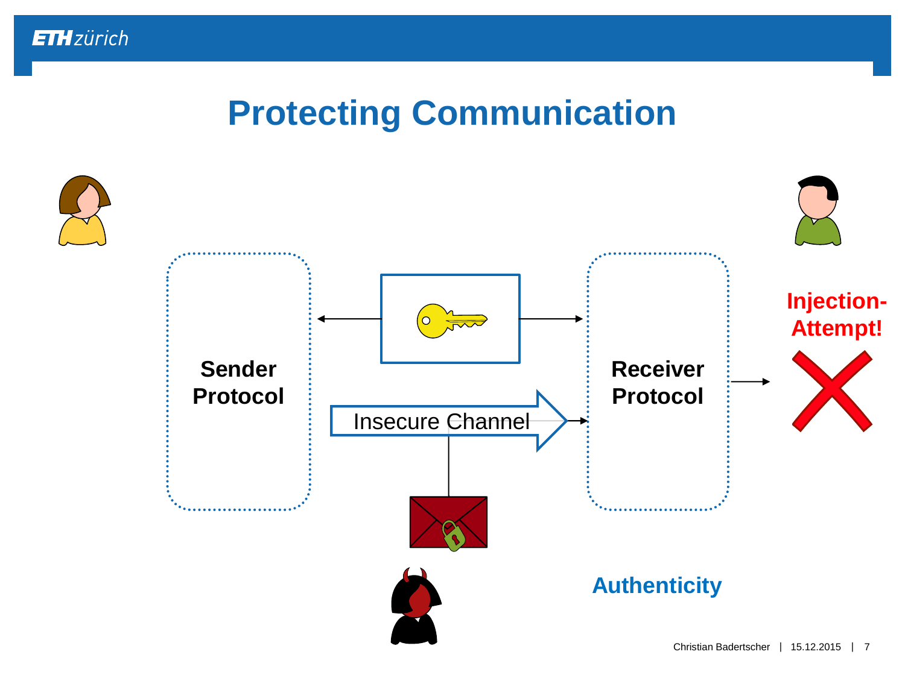# Protecting Communication

Sender Protocol

Insecure Channel

Receiver Protocol

Injection-Attempt!

Authenticity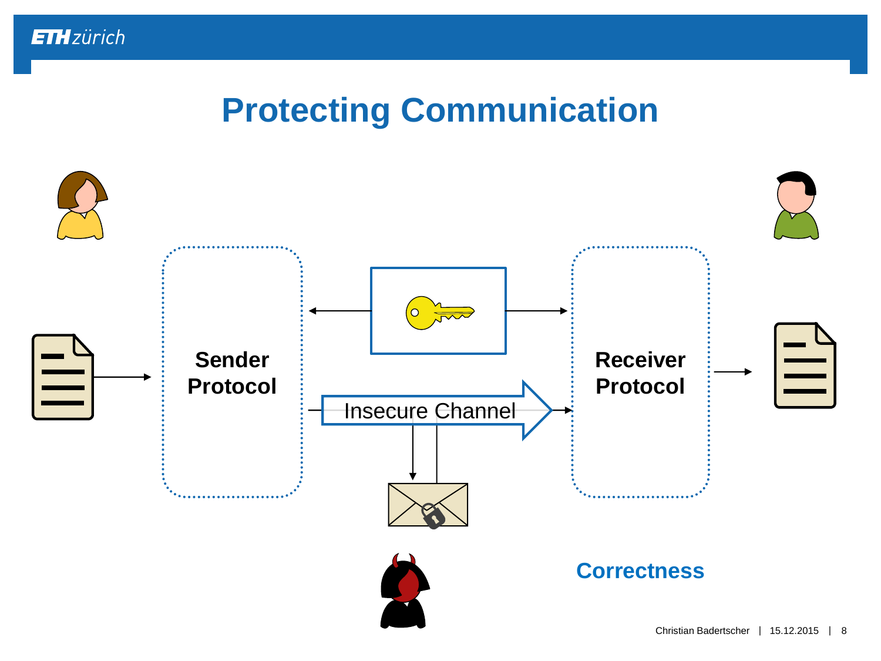# Protecting Communication

Sender Protocol

Insecure Channel

Receiver Protocol

Correctness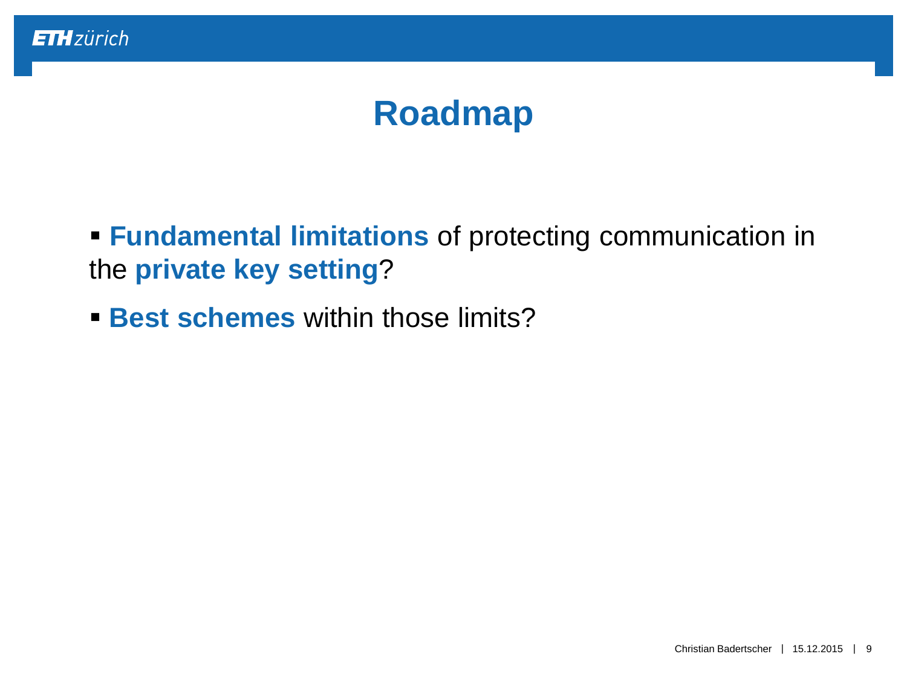# Roadmap

- **Fundamental limitations** of protecting communication in the **private key setting**?
- **Best schemes** within those limits?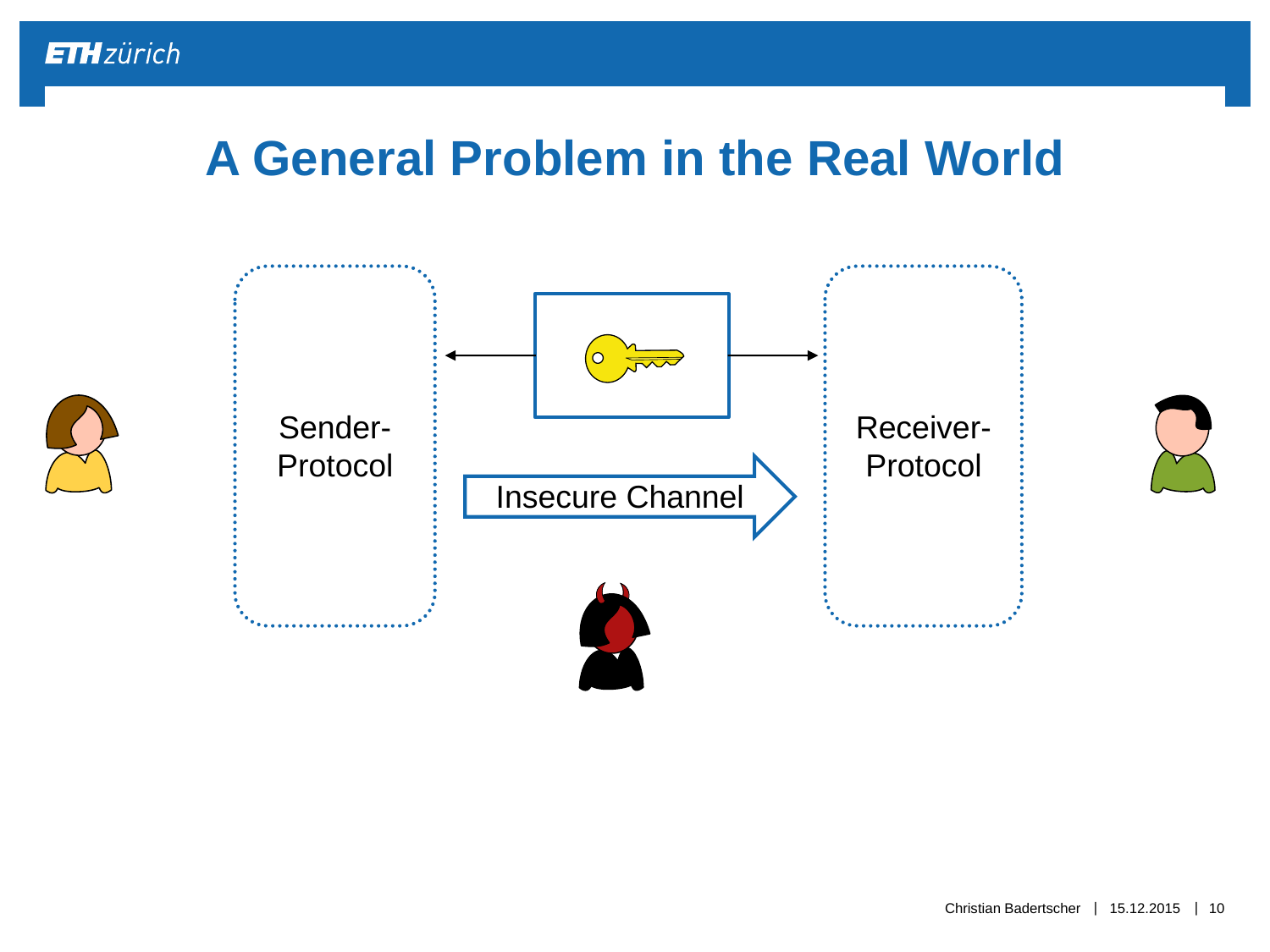# A General Problem in the Real World

Sender-Protocol

Insecure Channel

Receiver-Protocol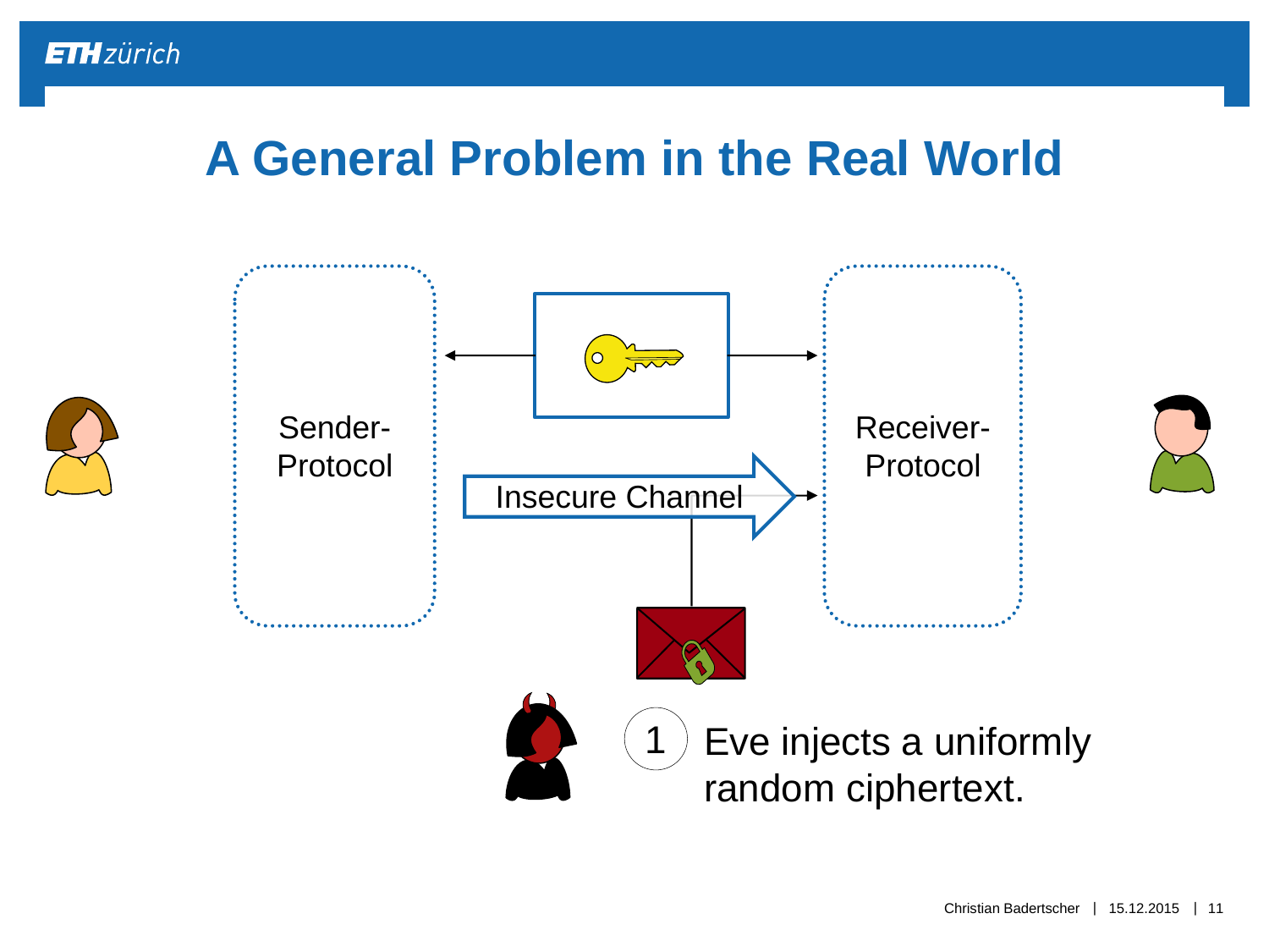# A General Problem in the Real World

Sender-Protocol

Receiver-Protocol

Insecure Channel

1 Eve injects a uniformly random ciphertext.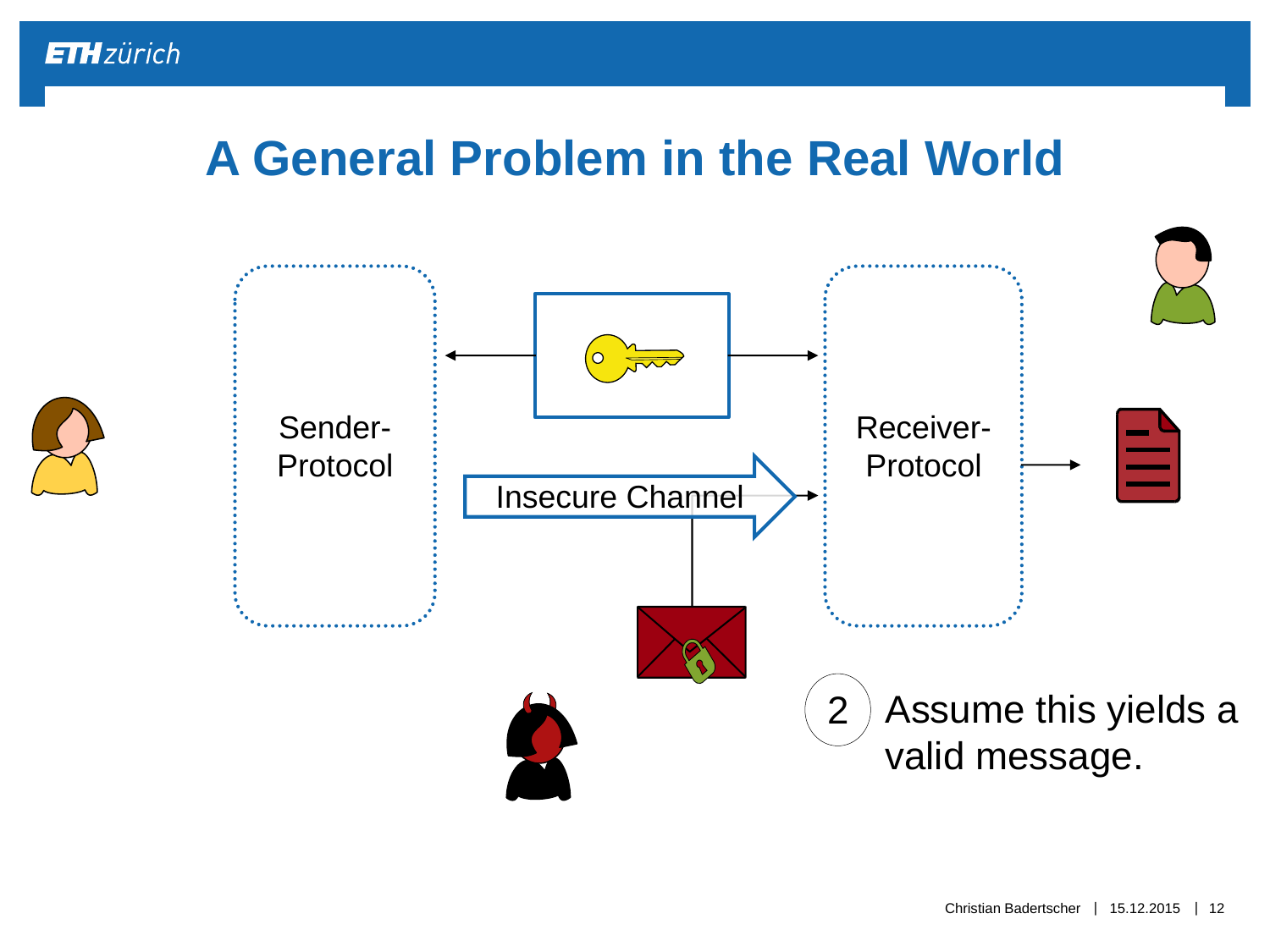# A General Problem in the Real World

Sender-Protocol

Insecure Channel

Receiver-Protocol

2 Assume this yields a valid message.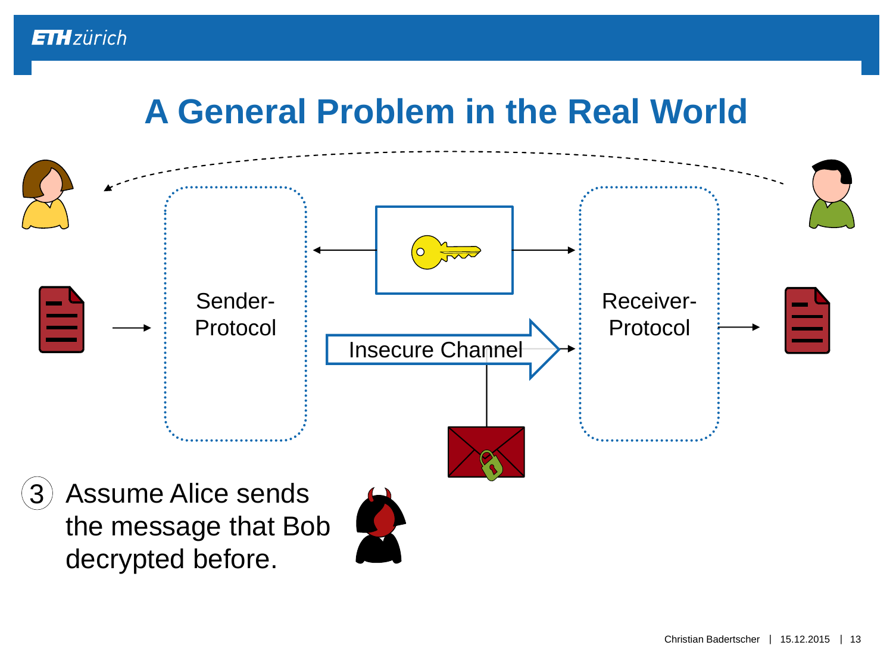# A General Problem in the Real World

Sender-Protocol

Insecure Channel

Receiver-Protocol

3 Assume Alice sends the message that Bob decrypted before.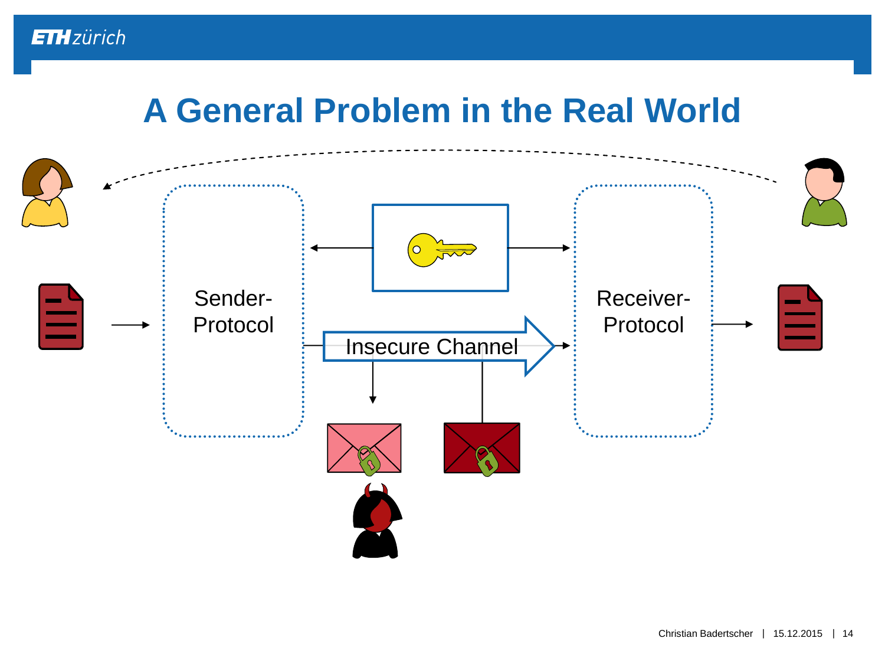# A General Problem in the Real World

Sender-Protocol

Insecure Channel

Receiver-Protocol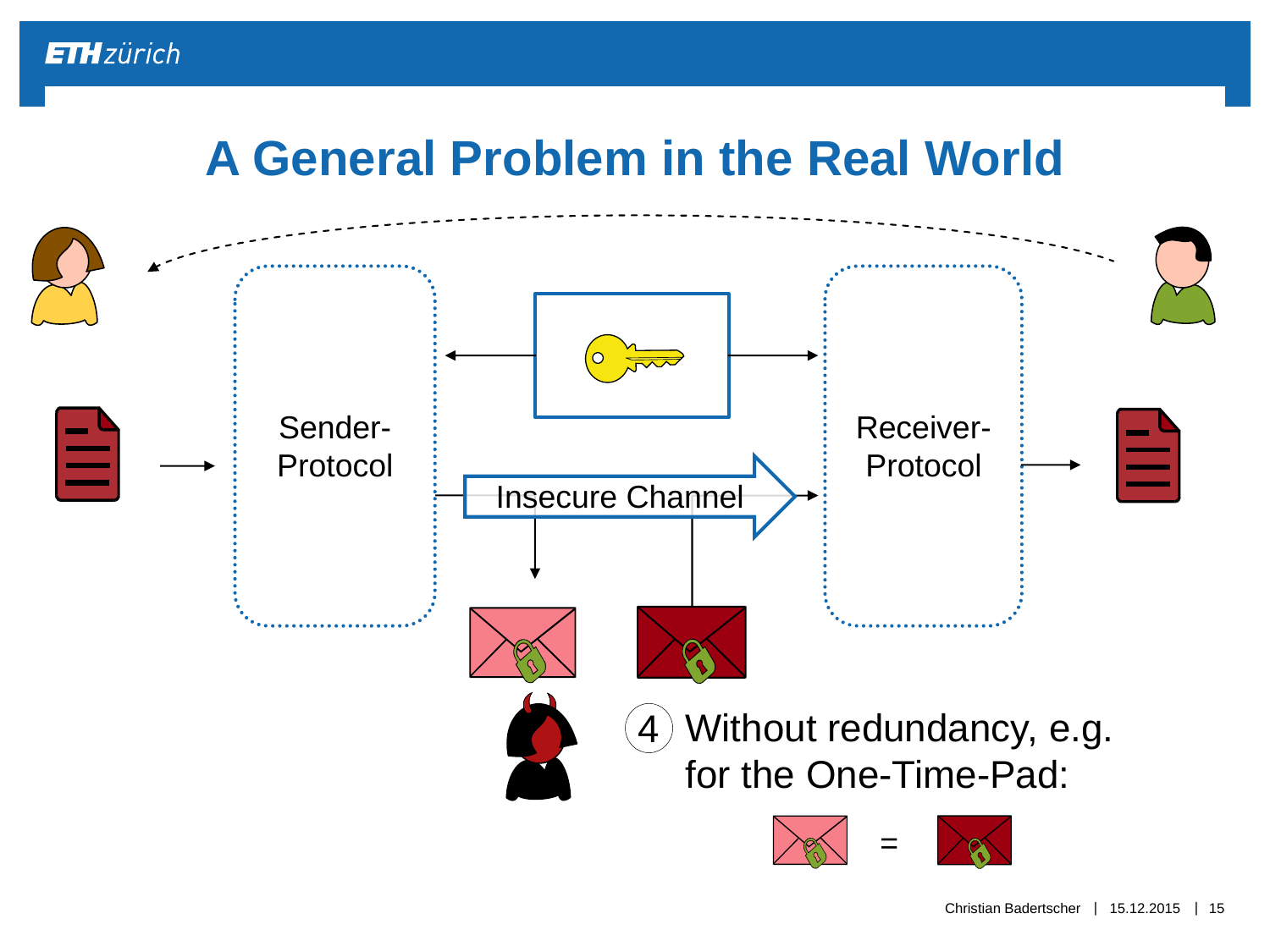# A General Problem in the Real World

Sender-Protocol

Insecure Channel

Receiver-Protocol

4 Without redundancy, e.g. for the One-Time-Pad:

=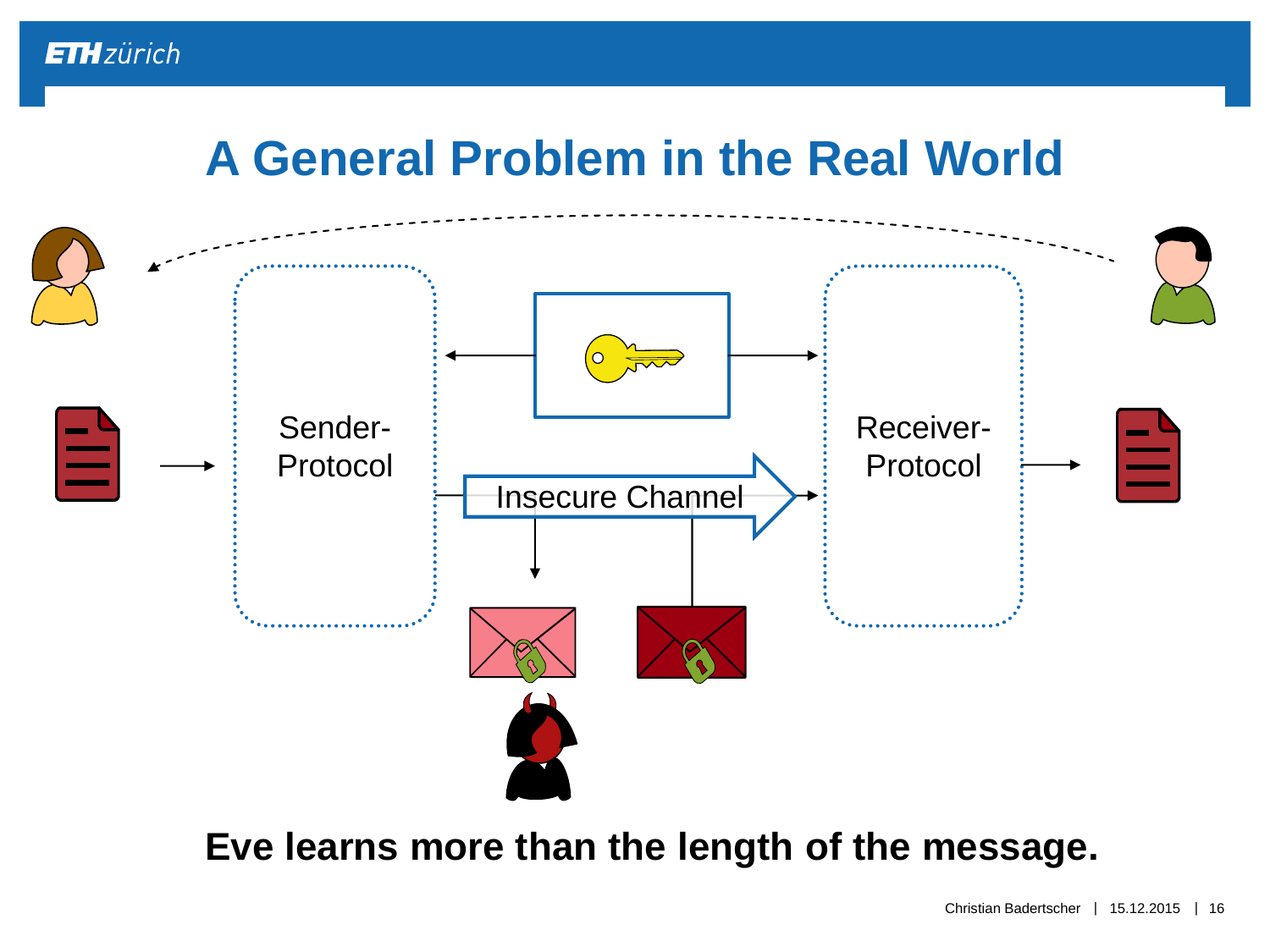# A General Problem in the Real World

Sender-Protocol

Receiver-Protocol

Insecure Channel

**Eve learns more than the length of the message.**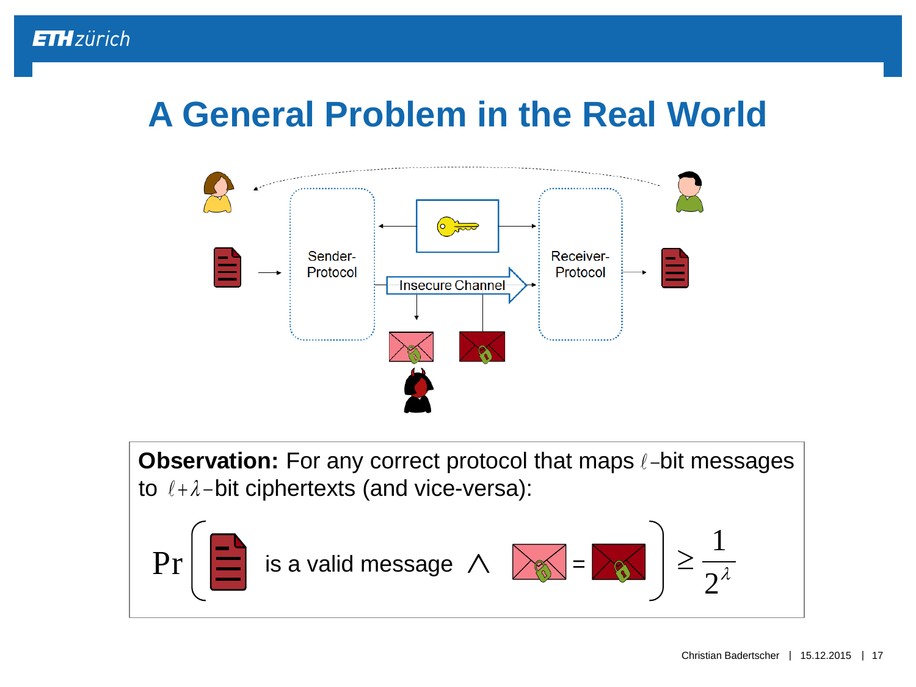# A General Problem in the Real World

Sender-Protocol

Receiver-Protocol

Insecure Channel

**Observation:** For any correct protocol that maps $\ell$-bit messages to $\ell+\lambda$-bit ciphertexts (and vice-versa):

$$\Pr\left( \text{[message] is a valid message} \wedge \text{[ciphertext]} = \text{[ciphertext]} \right) \geq \frac{1}{2^{\lambda}}$$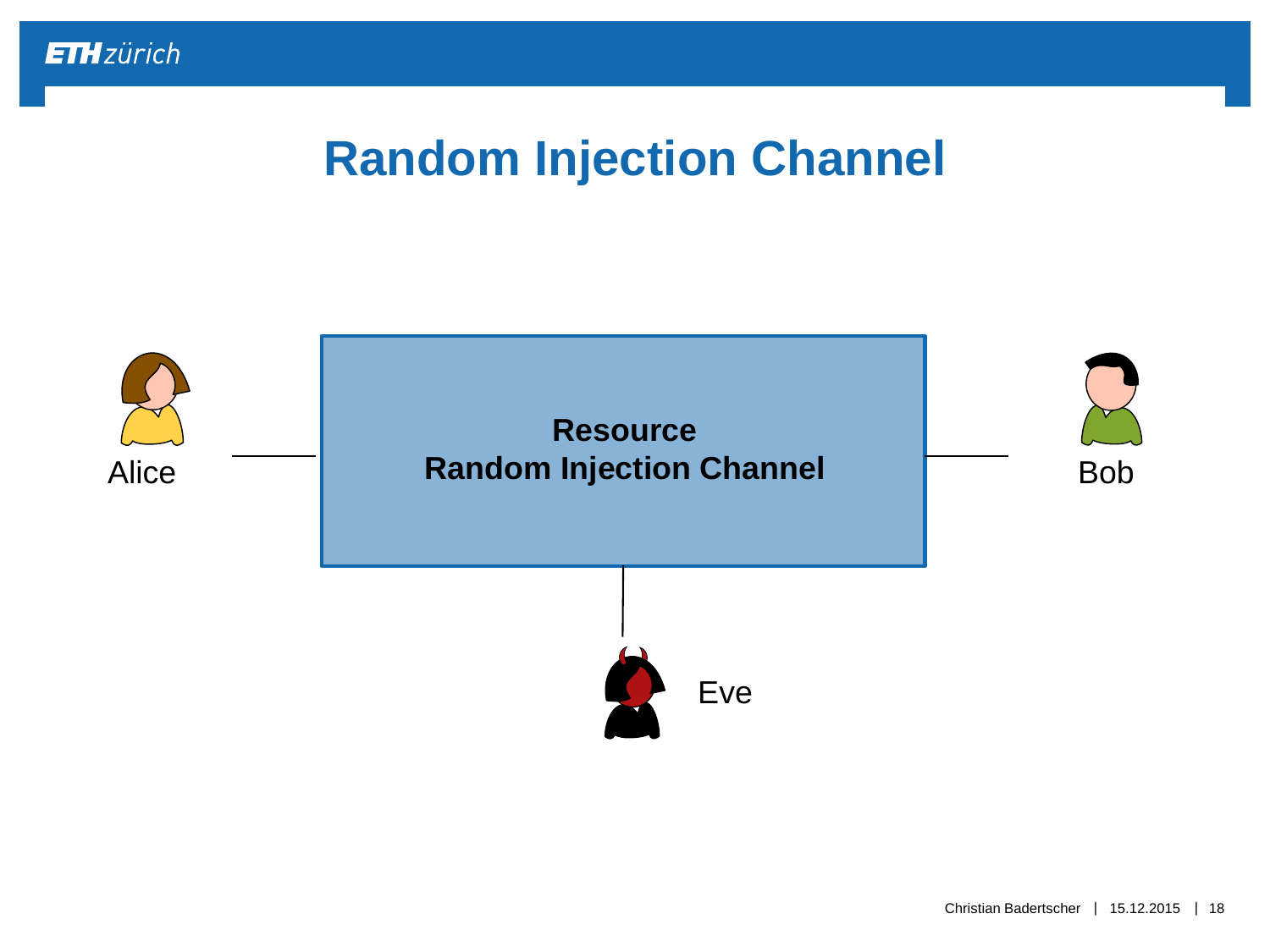# Random Injection Channel

Alice

**Resource**
**Random Injection Channel**

Bob

Eve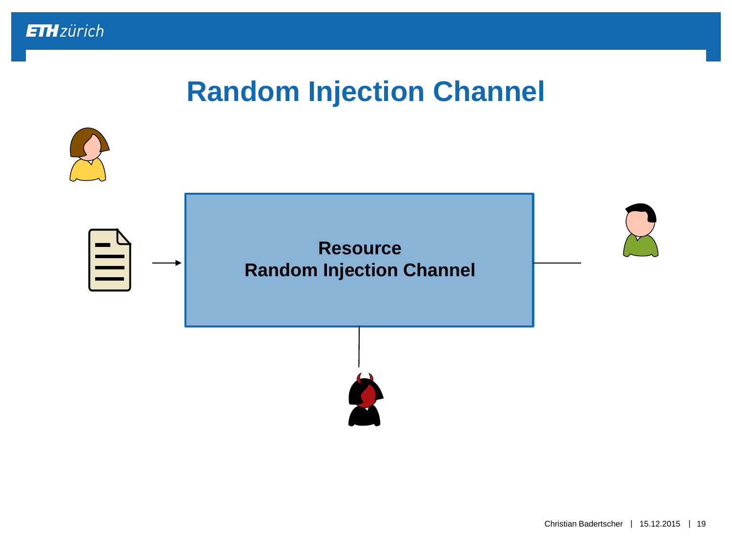# Random Injection Channel

**Resource**
**Random Injection Channel**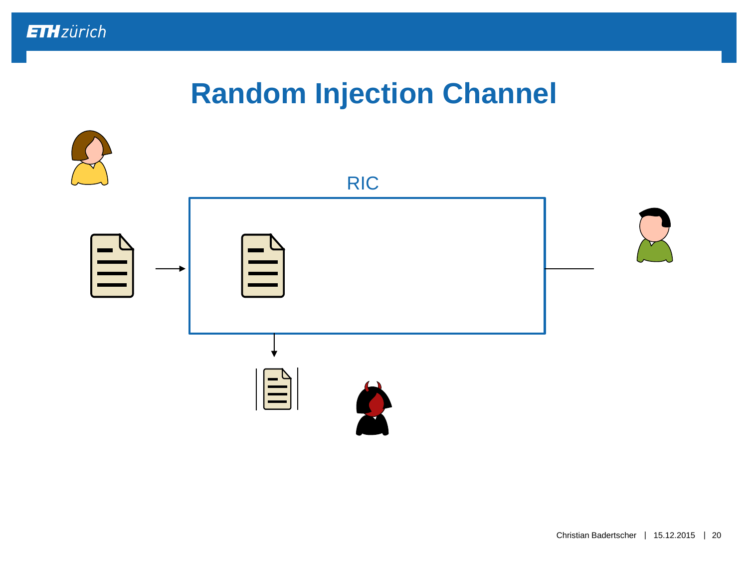# Random Injection Channel

RIC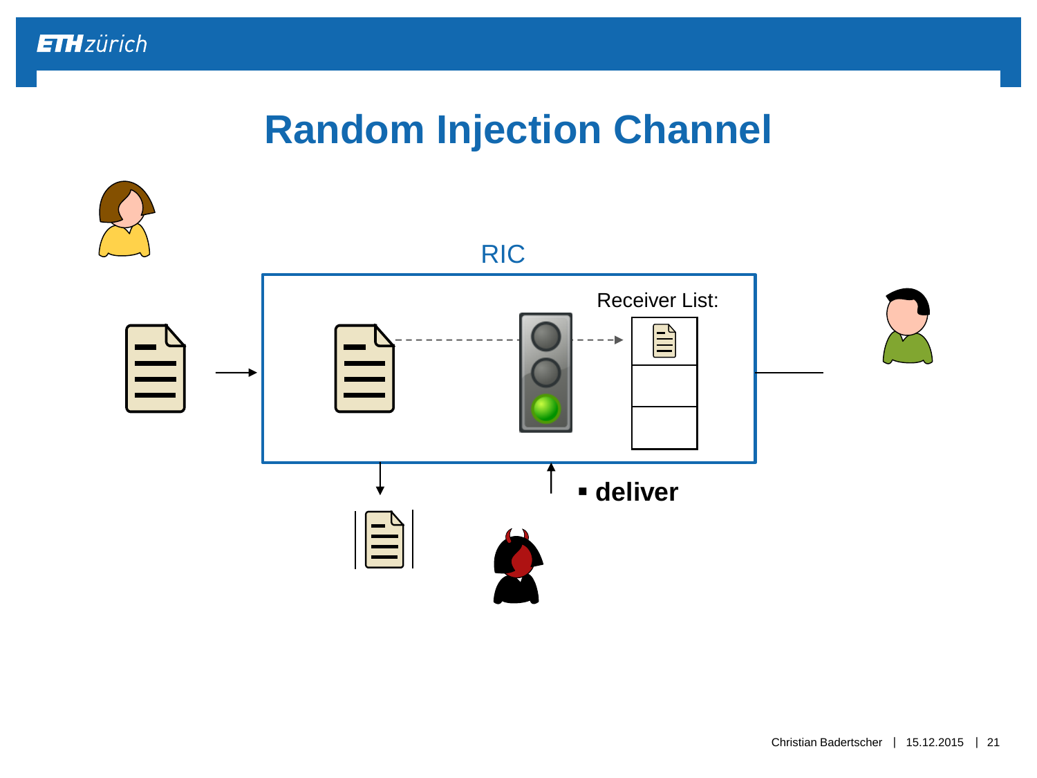# Random Injection Channel

RIC

Receiver List:

- **deliver**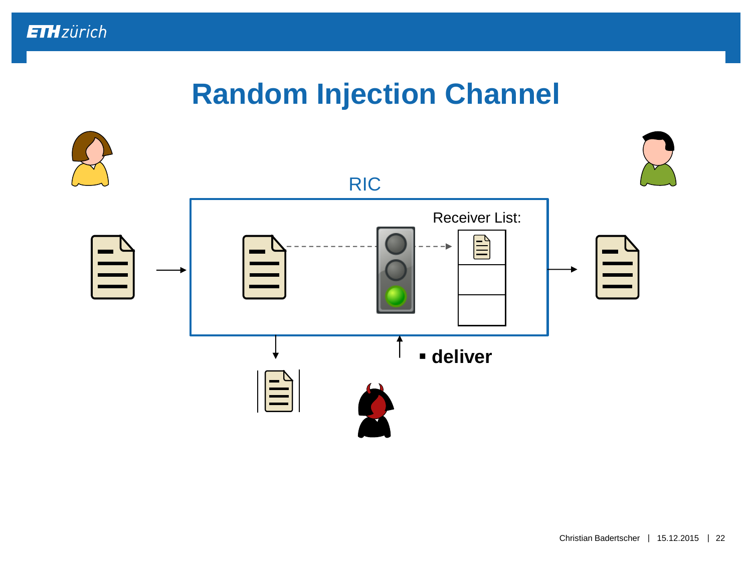# Random Injection Channel

RIC

Receiver List:

- **deliver**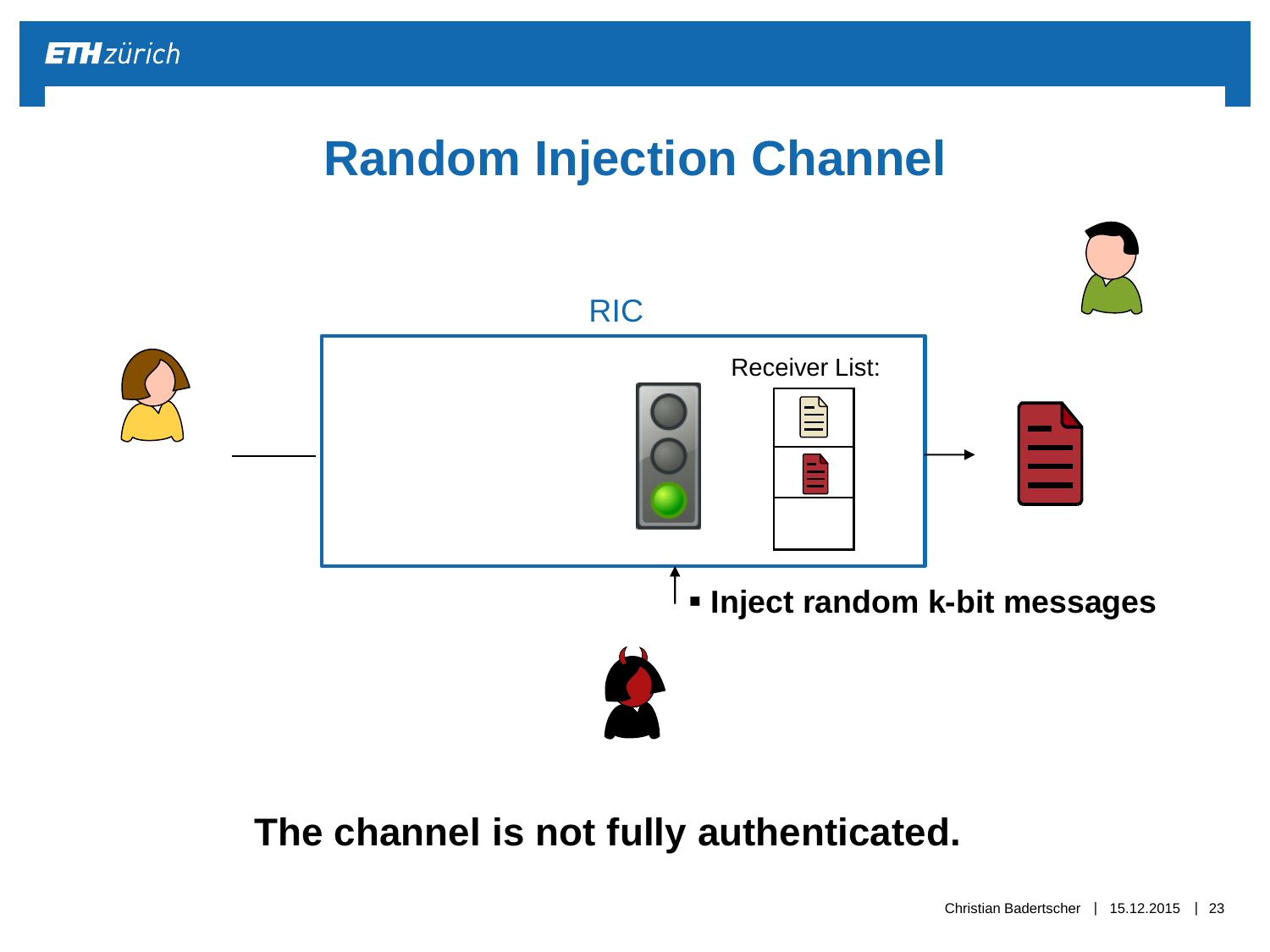# Random Injection Channel

RIC

Receiver List:

- **Inject random k-bit messages**

**The channel is not fully authenticated.**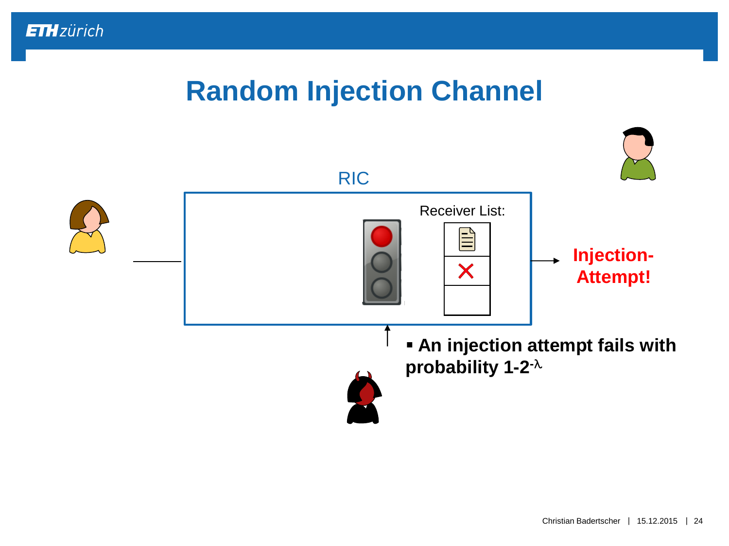# Random Injection Channel

RIC

Receiver List:

Injection-Attempt!

- **An injection attempt fails with probability $1-2^{-\lambda}$**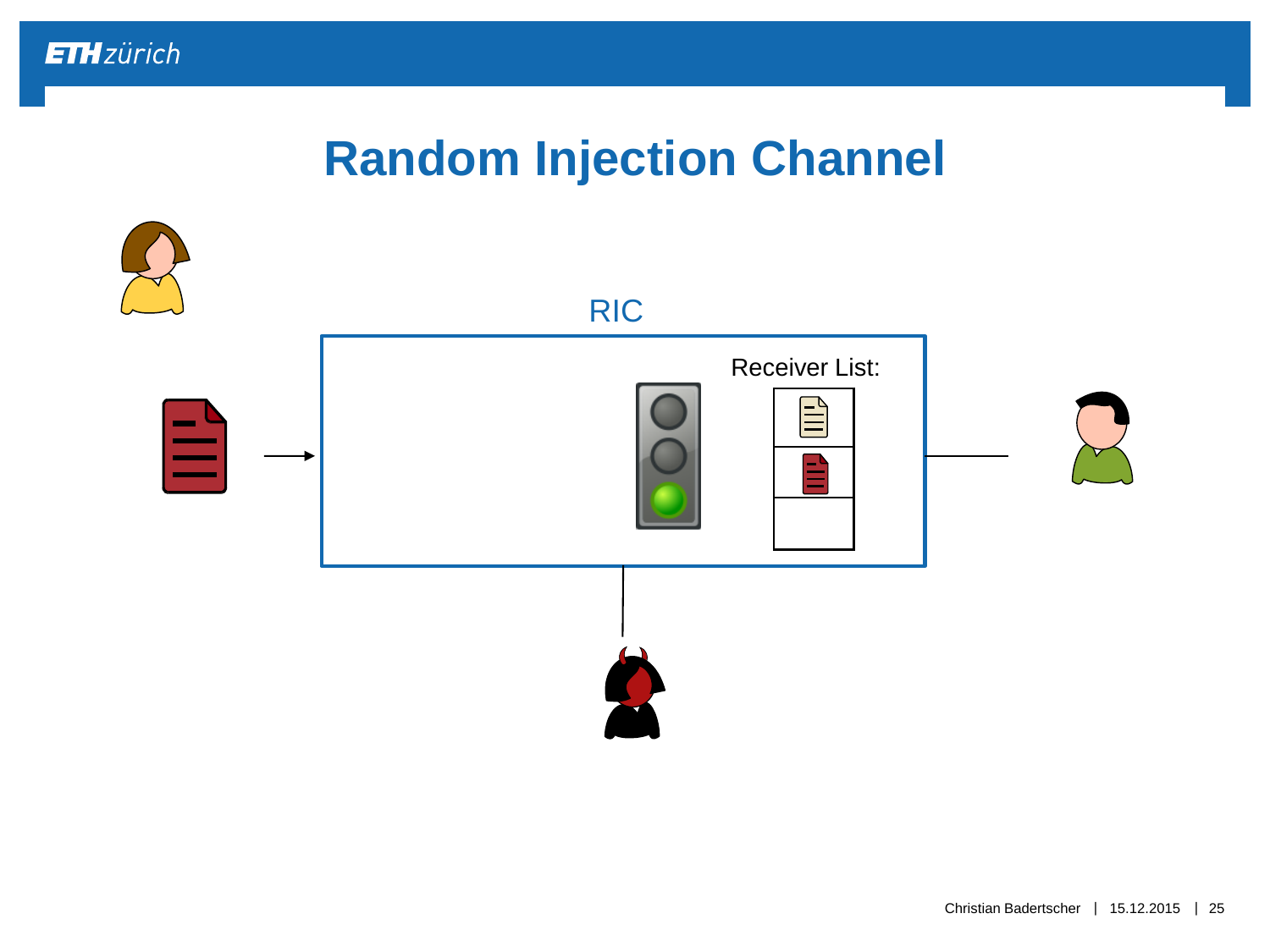# Random Injection Channel

RIC

Receiver List: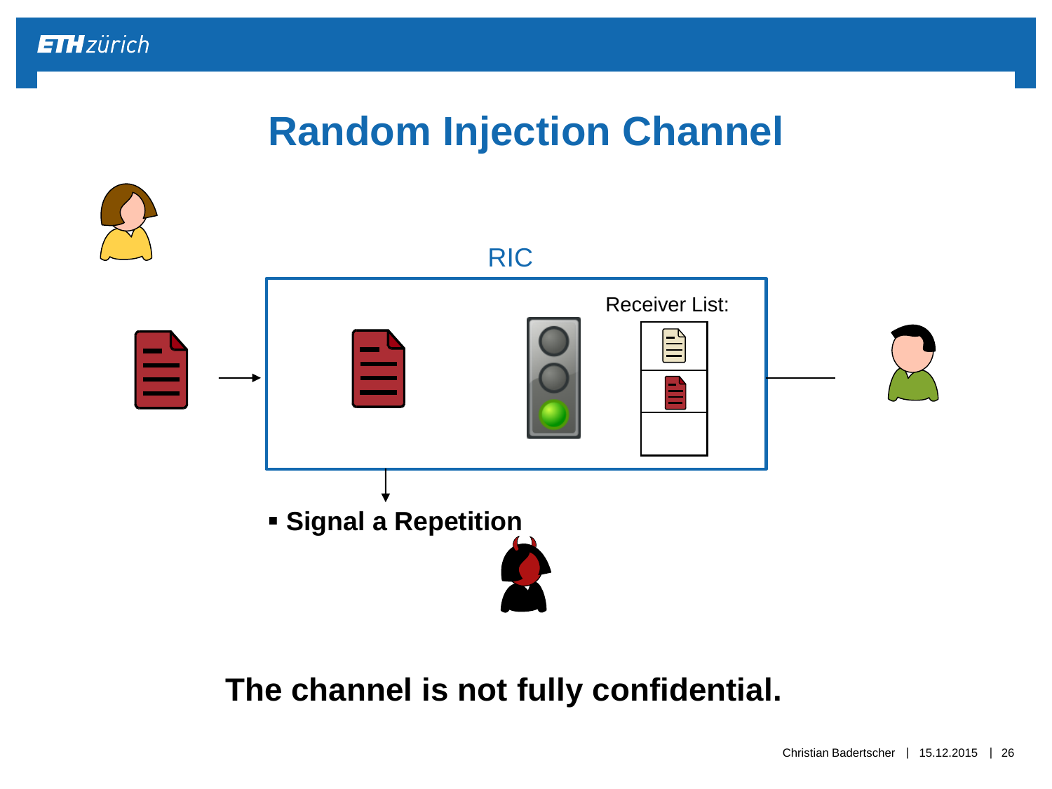# Random Injection Channel

RIC

Receiver List:

- **Signal a Repetition**

**The channel is not fully confidential.**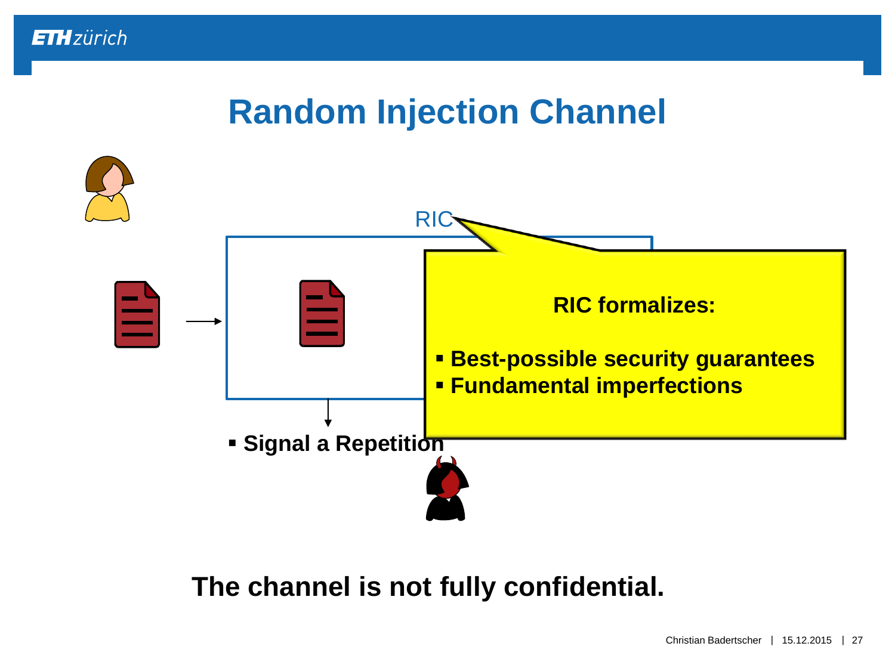# Random Injection Channel

RIC

**RIC formalizes:**

- **Best-possible security guarantees**
- **Fundamental imperfections**

- **Signal a Repetition**

**The channel is not fully confidential.**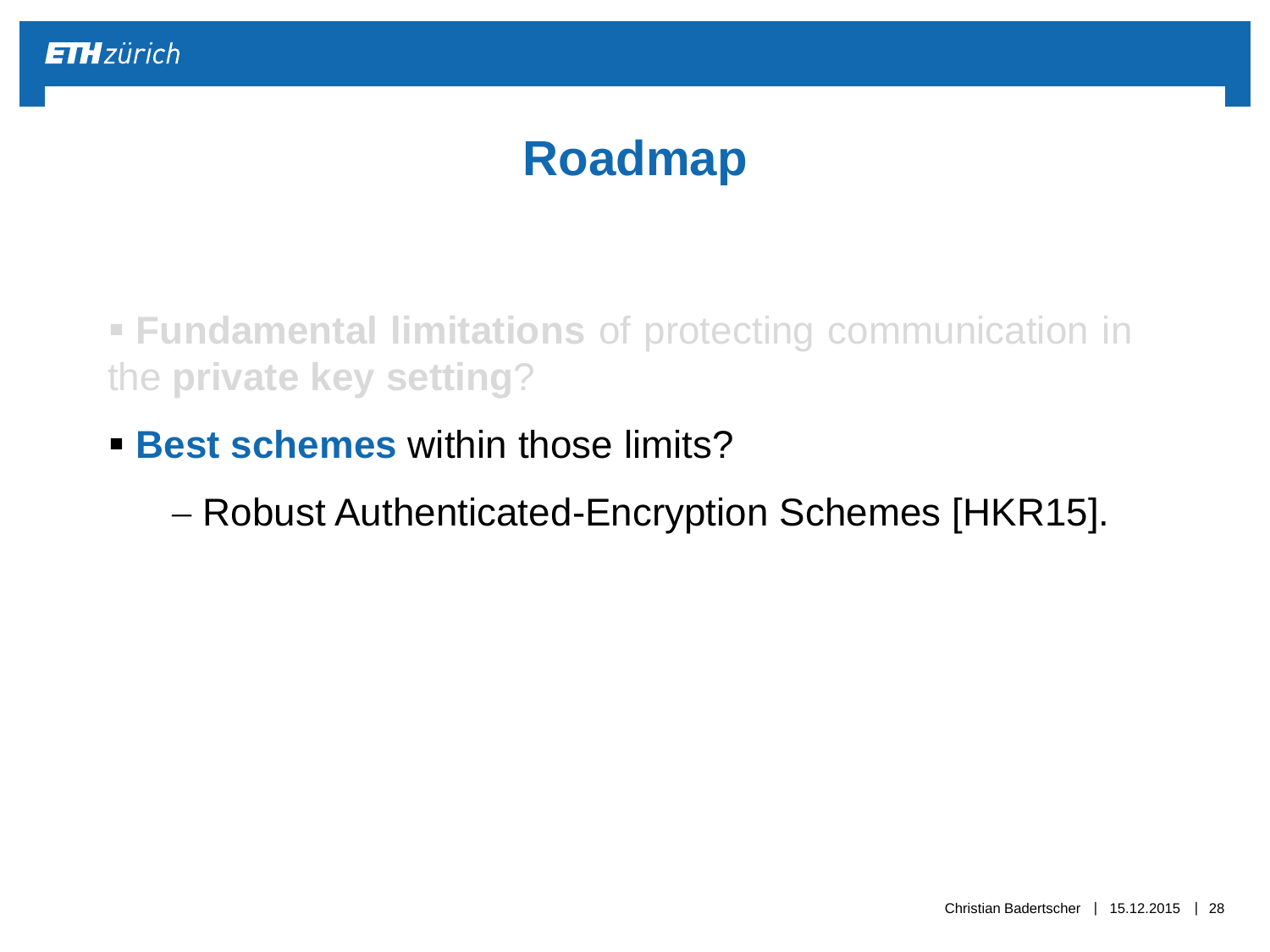# Roadmap

- **Fundamental limitations** of protecting communication in the **private key setting**?
- **Best schemes** within those limits?
  - Robust Authenticated-Encryption Schemes [HKR15].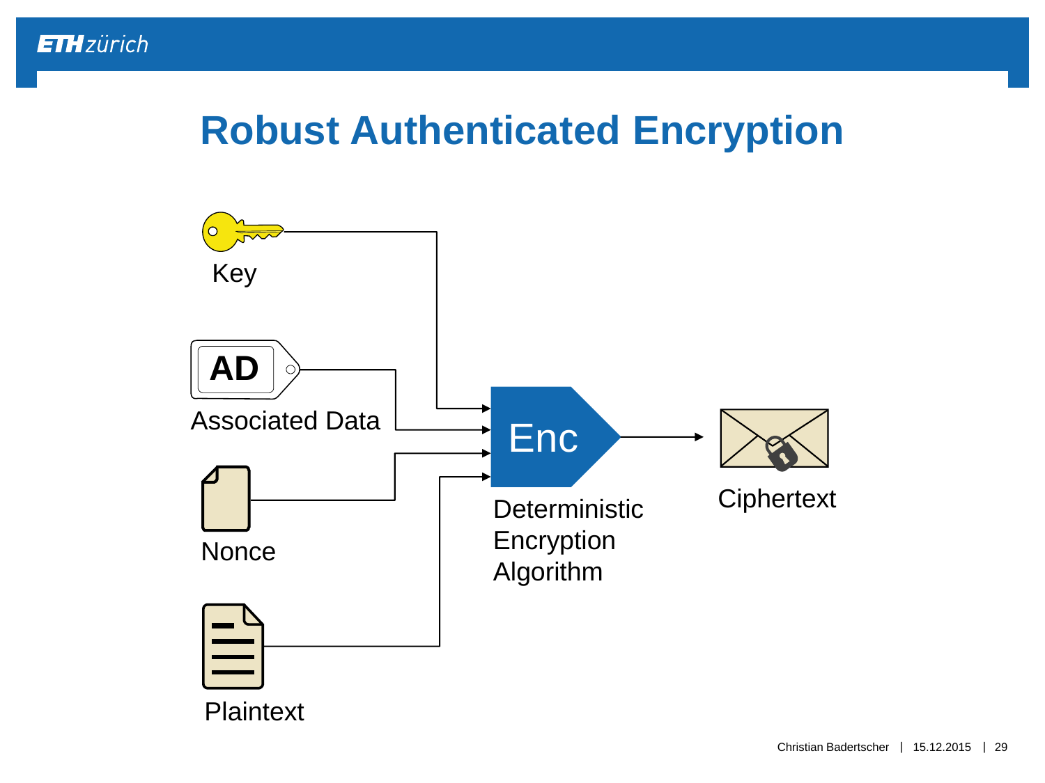# Robust Authenticated Encryption

Key

AD

Associated Data

Nonce

Plaintext

Enc

Deterministic Encryption Algorithm

Ciphertext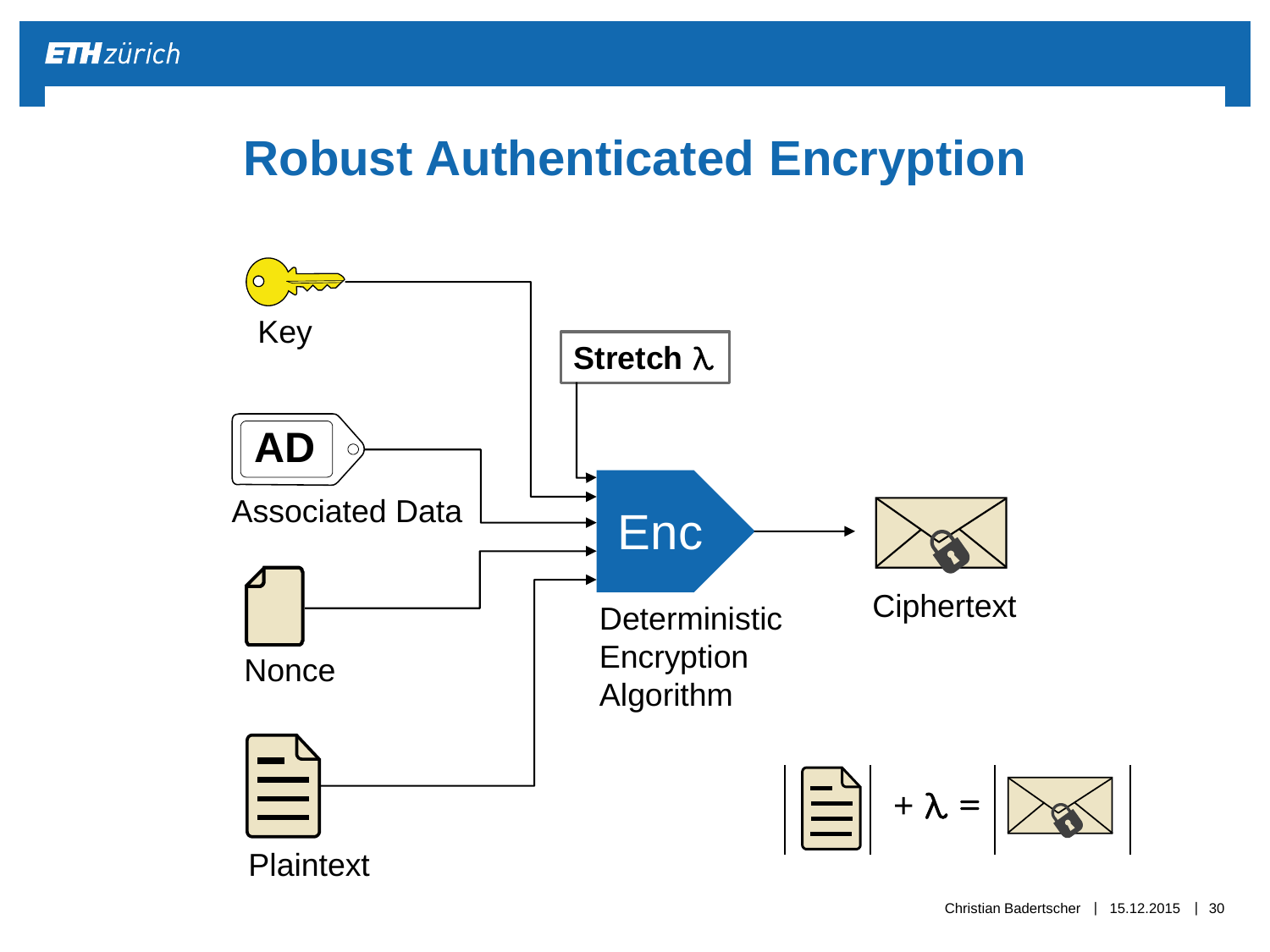# Robust Authenticated Encryption

Key

Stretch $\lambda$

AD

Associated Data

Enc

Nonce

Ciphertext

Deterministic Encryption Algorithm

Plaintext

$|\text{Plaintext}| + \lambda = |\text{Ciphertext}|$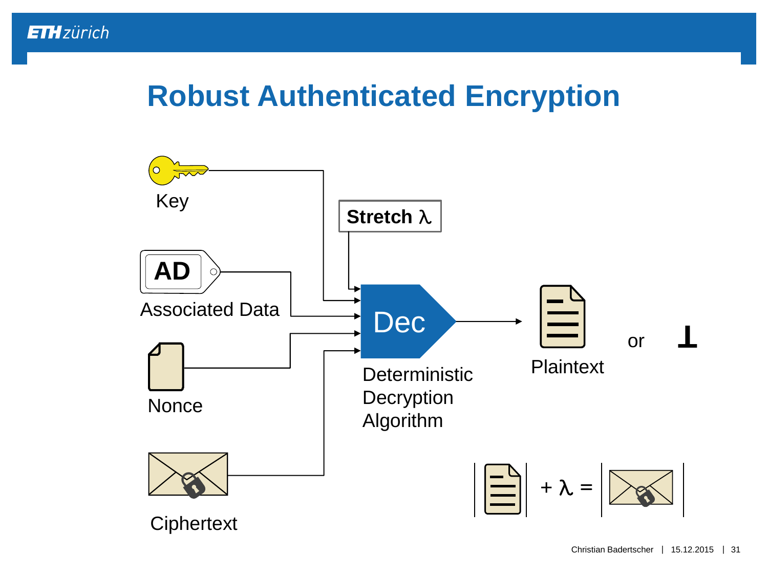# Robust Authenticated Encryption

Key

Associated Data

Nonce

Ciphertext

Stretch $\lambda$

Dec

Deterministic Decryption Algorithm

Plaintext or $\perp$

$|\text{Plaintext}| + \lambda = |\text{Ciphertext}|$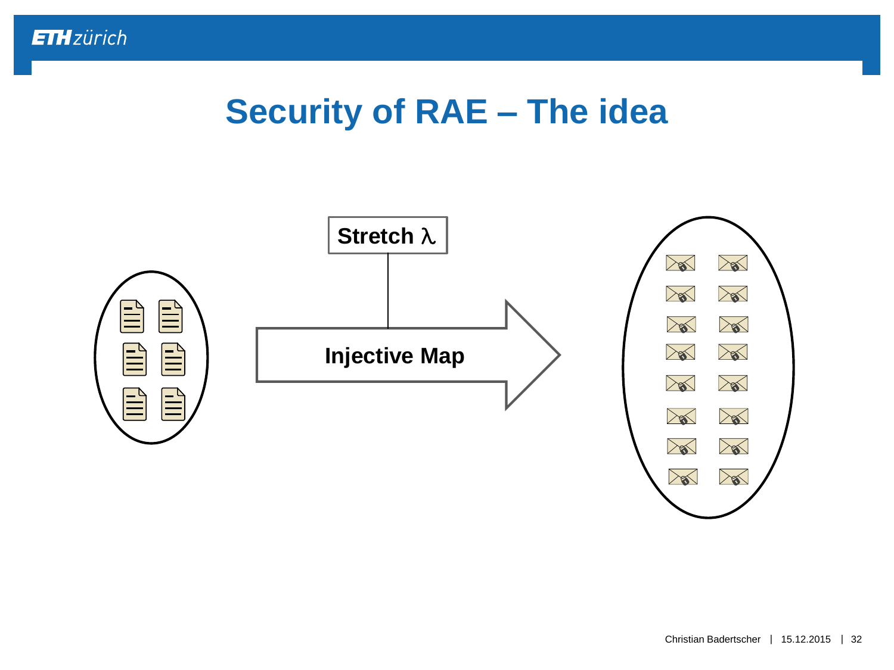# Security of RAE – The idea

Stretch $\lambda$

Injective Map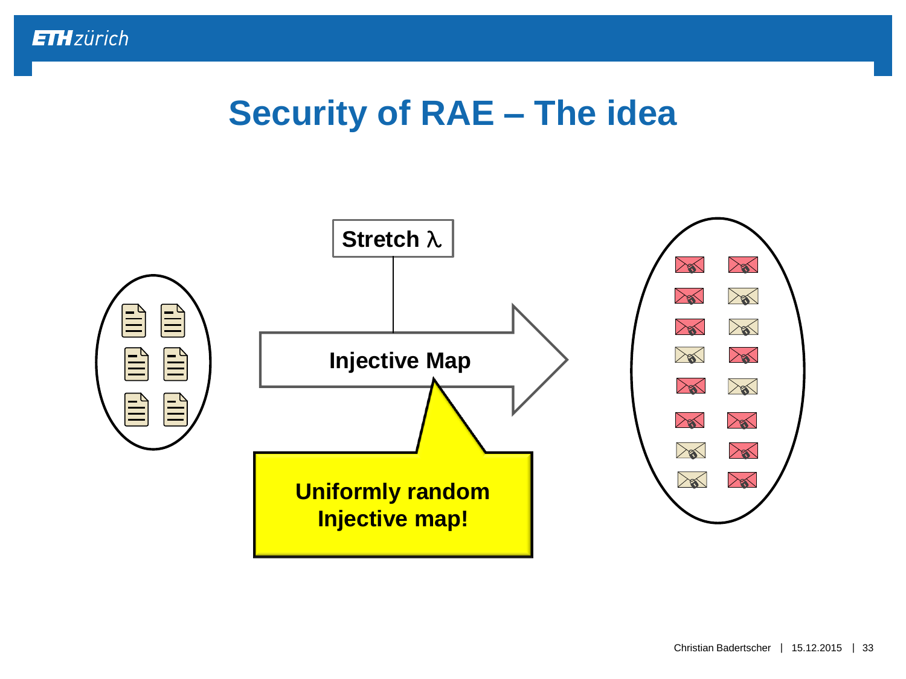# Security of RAE – The idea

Stretch $\lambda$

Injective Map

Uniformly random Injective map!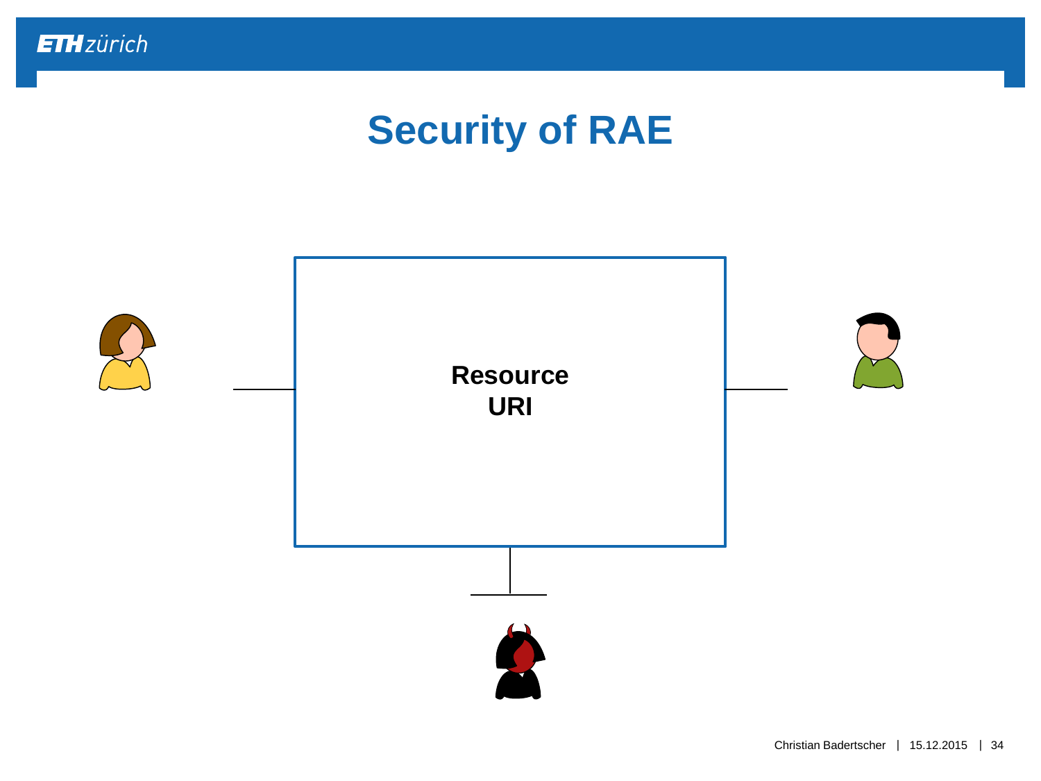# Security of RAE

Resource
URI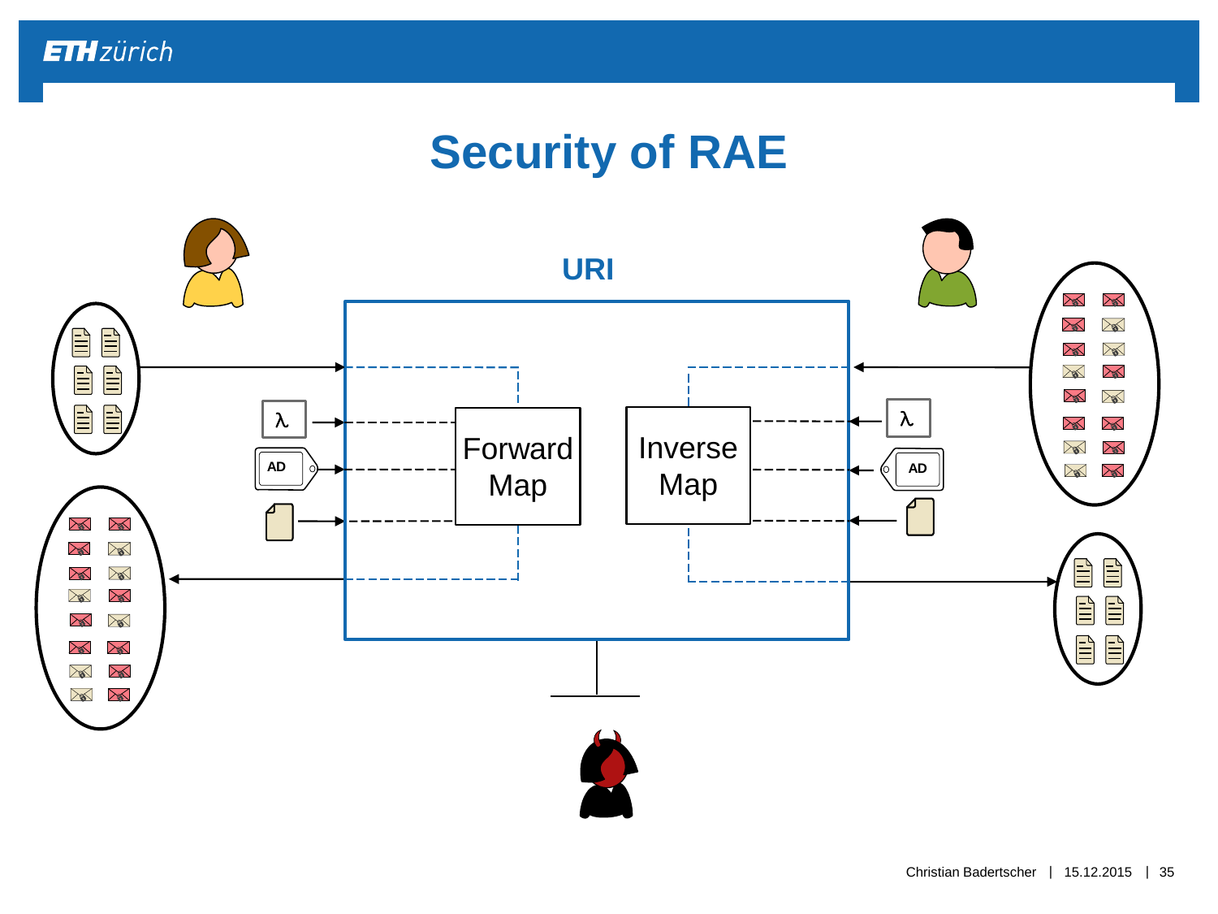# Security of RAE

URI

Forward Map

Inverse Map

λ

AD

λ

AD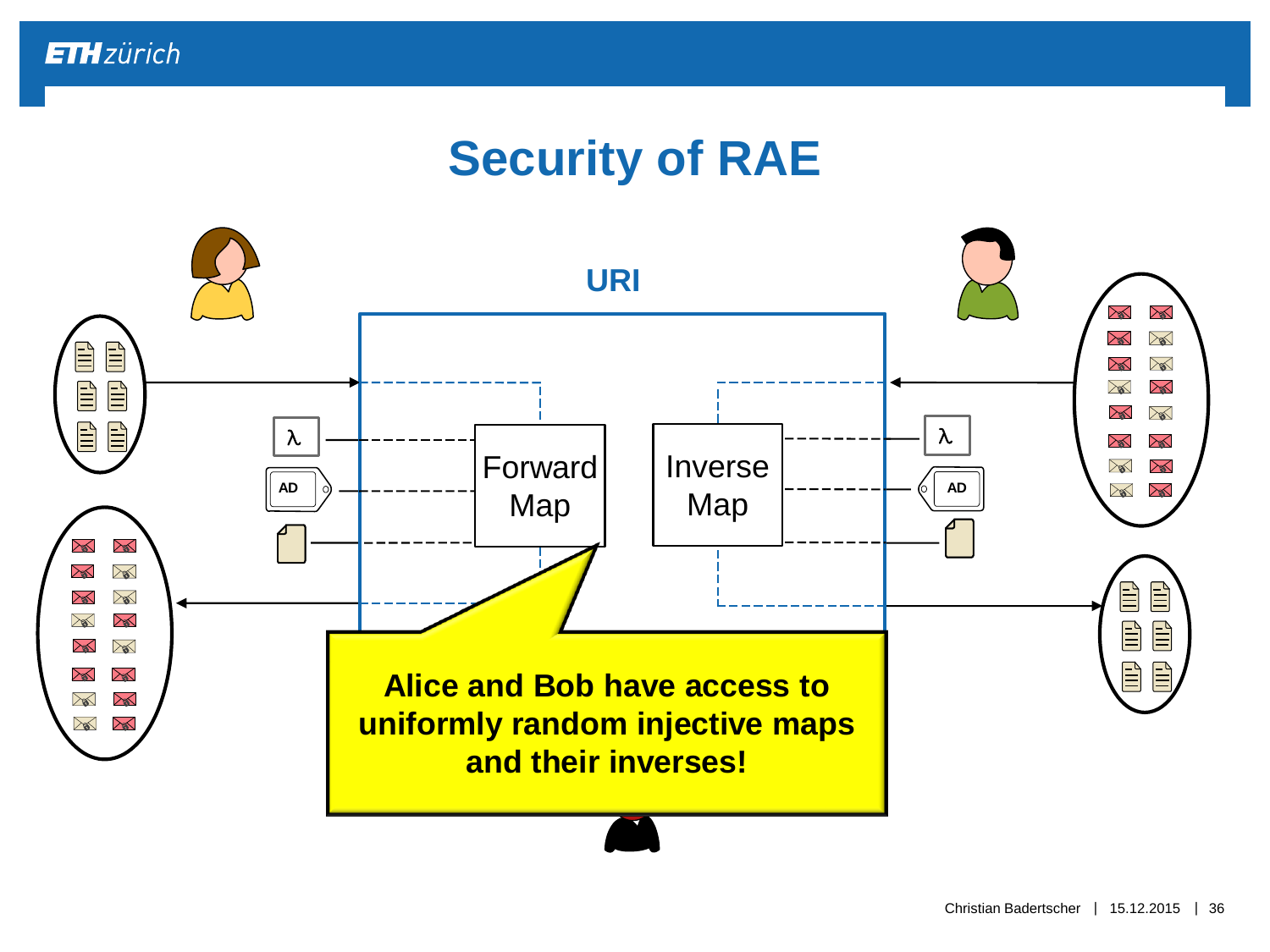# Security of RAE

URI

Forward Map

Inverse Map

λ

AD

λ

AD

**Alice and Bob have access to uniformly random injective maps and their inverses!**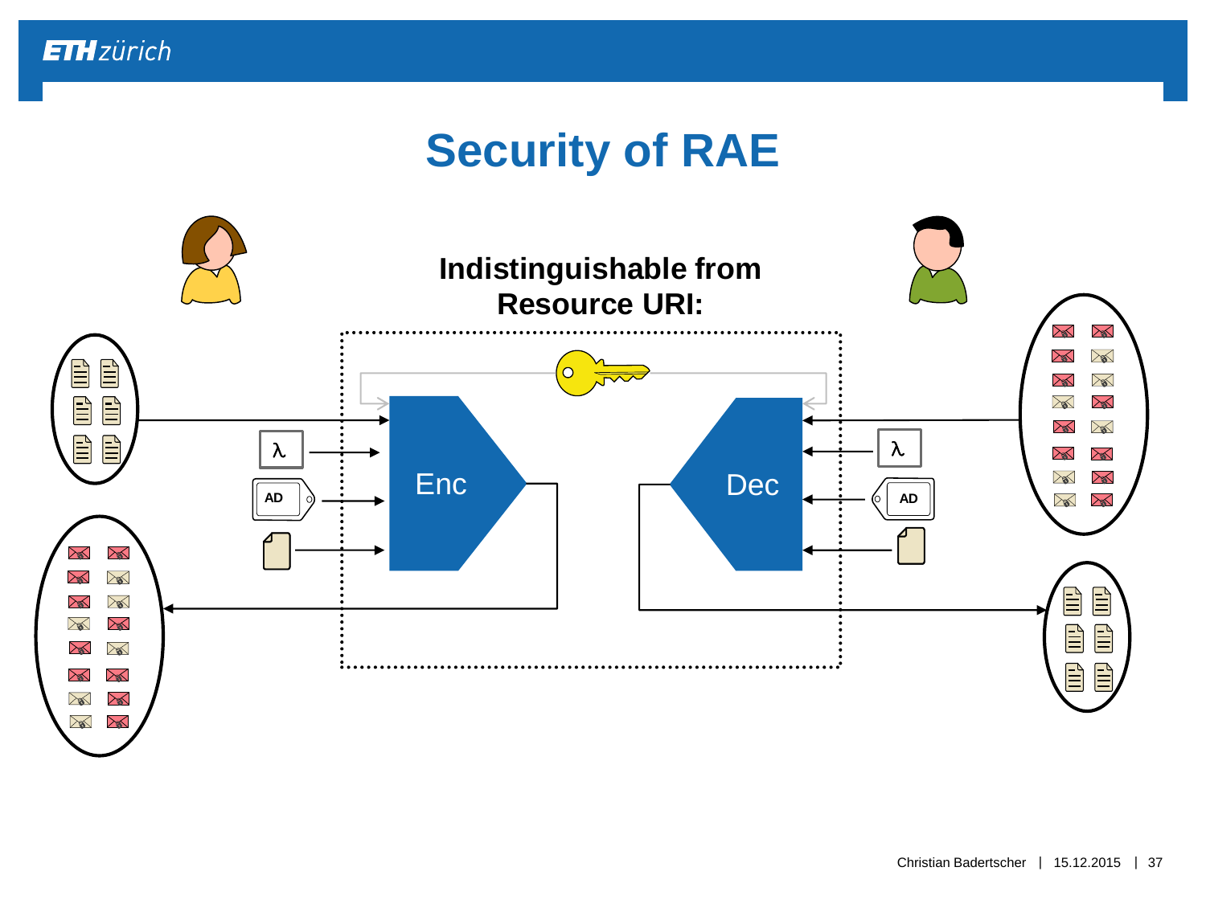# Security of RAE

**Indistinguishable from Resource URI:**

Enc

Dec

λ

AD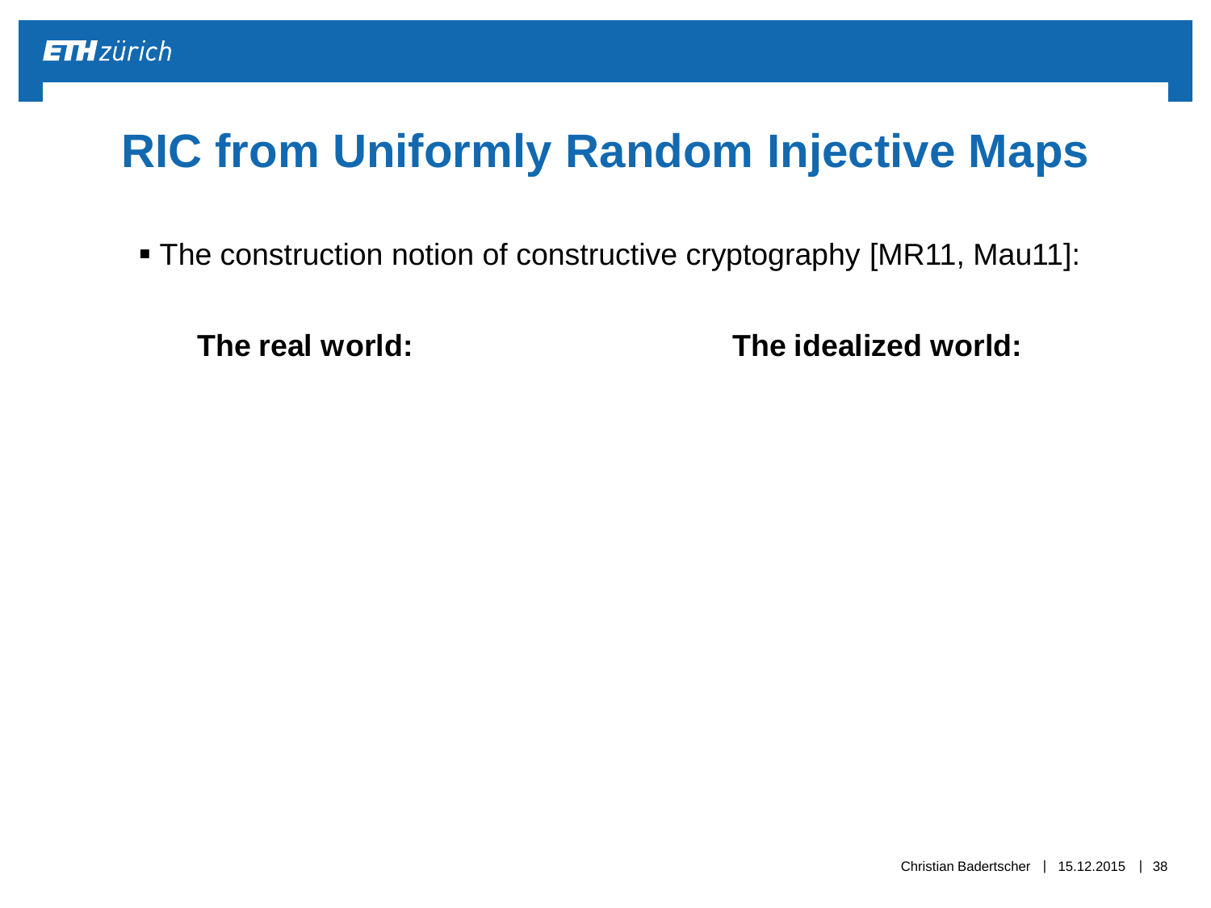# RIC from Uniformly Random Injective Maps

- The construction notion of constructive cryptography [MR11, Mau11]:

**The real world:**

**The idealized world:**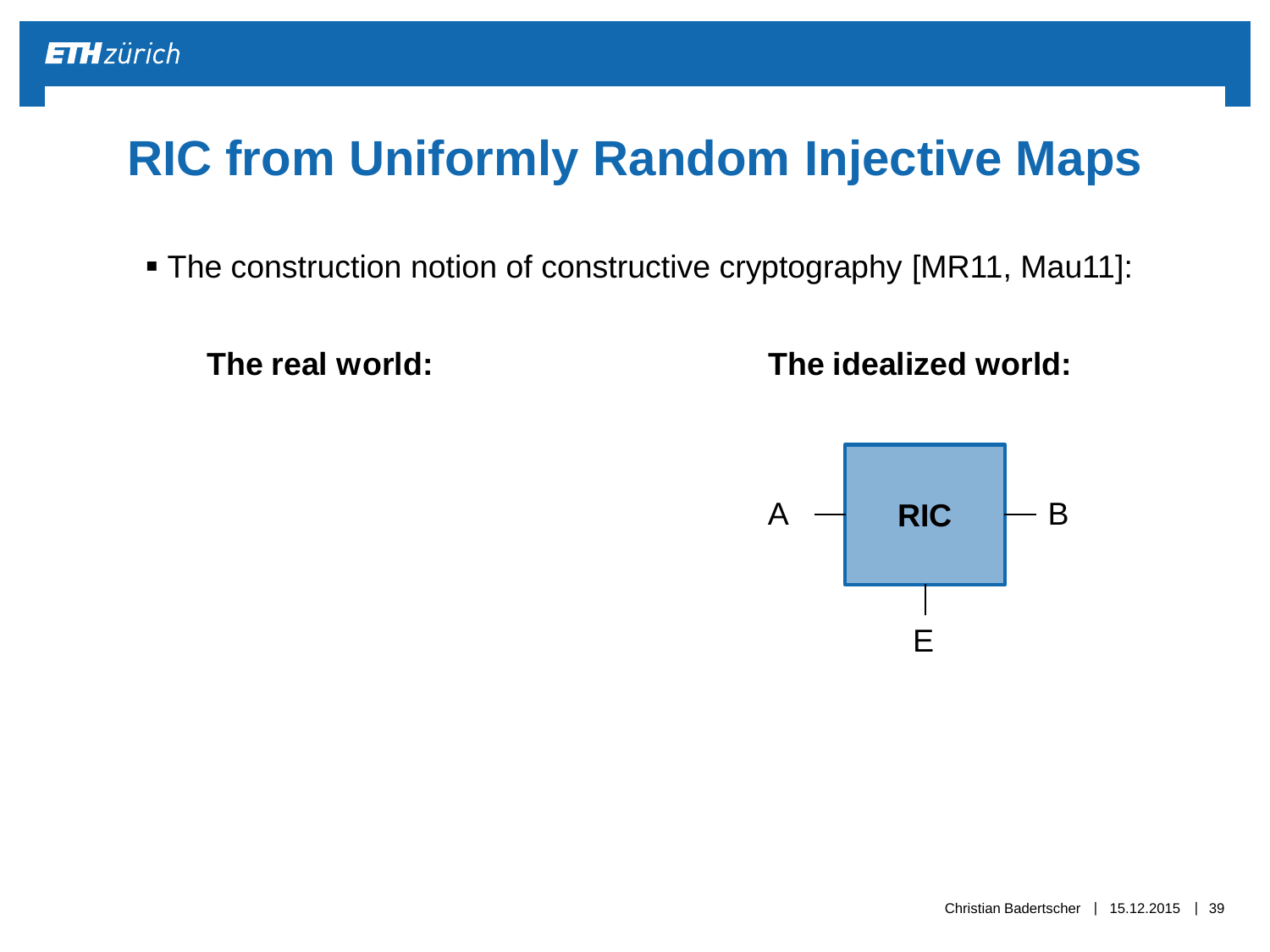# RIC from Uniformly Random Injective Maps

- The construction notion of constructive cryptography [MR11, Mau11]:

**The real world:**

**The idealized world:**

A — **RIC** — B

E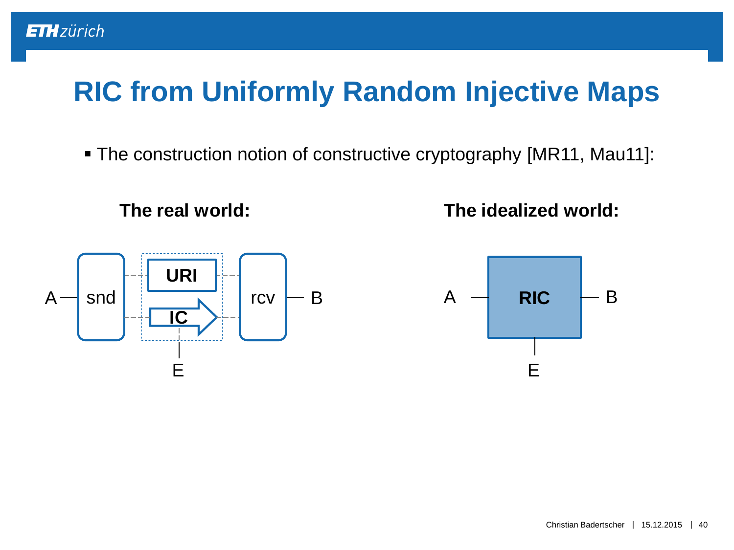# RIC from Uniformly Random Injective Maps

- The construction notion of constructive cryptography [MR11, Mau11]:

**The real world:**

A — snd — URI / IC — rcv — B

E

**The idealized world:**

A — **RIC** — B

E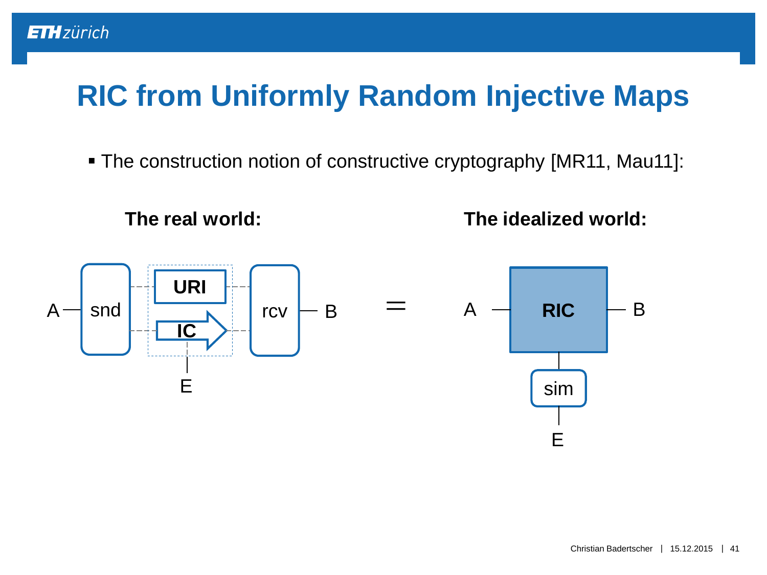# RIC from Uniformly Random Injective Maps

- The construction notion of constructive cryptography [MR11, Mau11]:

**The real world:**

A — snd — URI / IC — rcv — B

E

=

**The idealized world:**

A — **RIC** — B

sim

E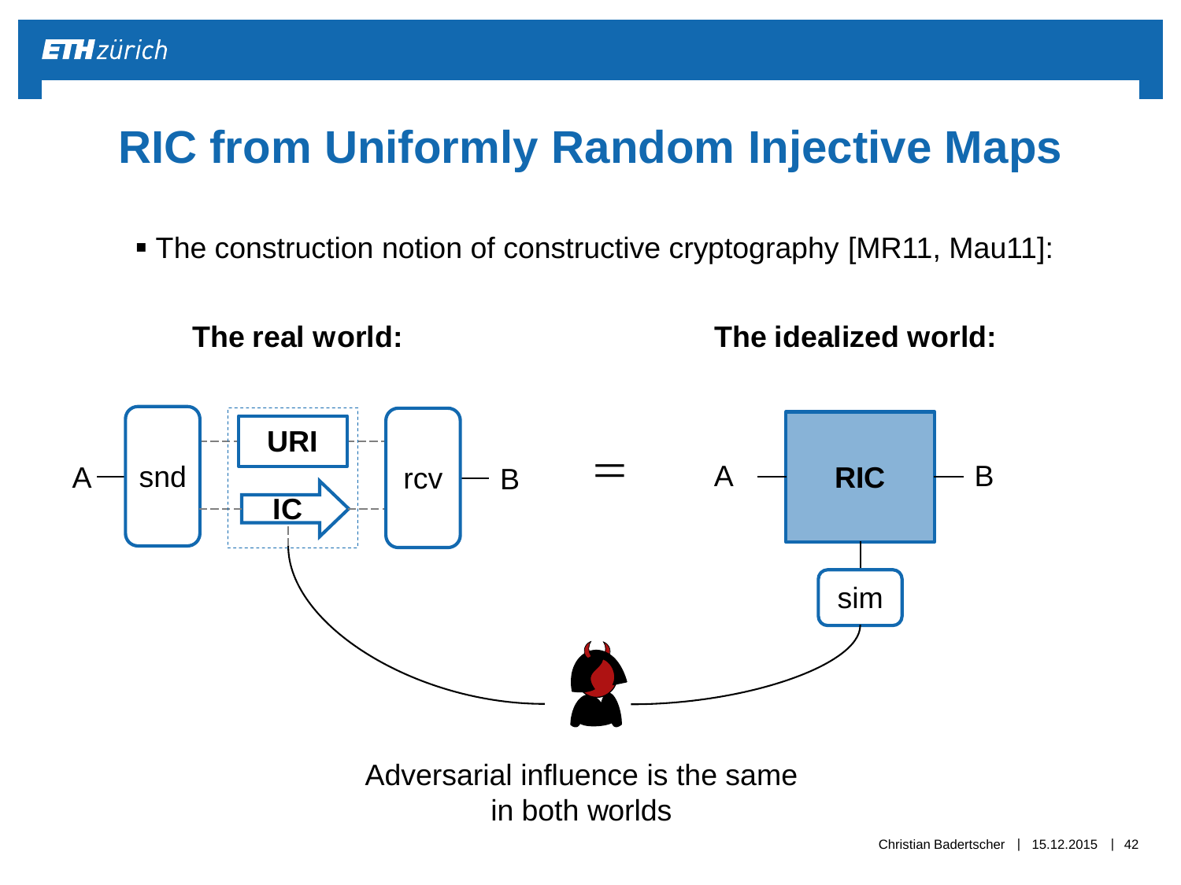# RIC from Uniformly Random Injective Maps

- The construction notion of constructive cryptography [MR11, Mau11]:

**The real world:**

A — snd — URI / IC — rcv — B

=

**The idealized world:**

A — **RIC** — B

sim

Adversarial influence is the same in both worlds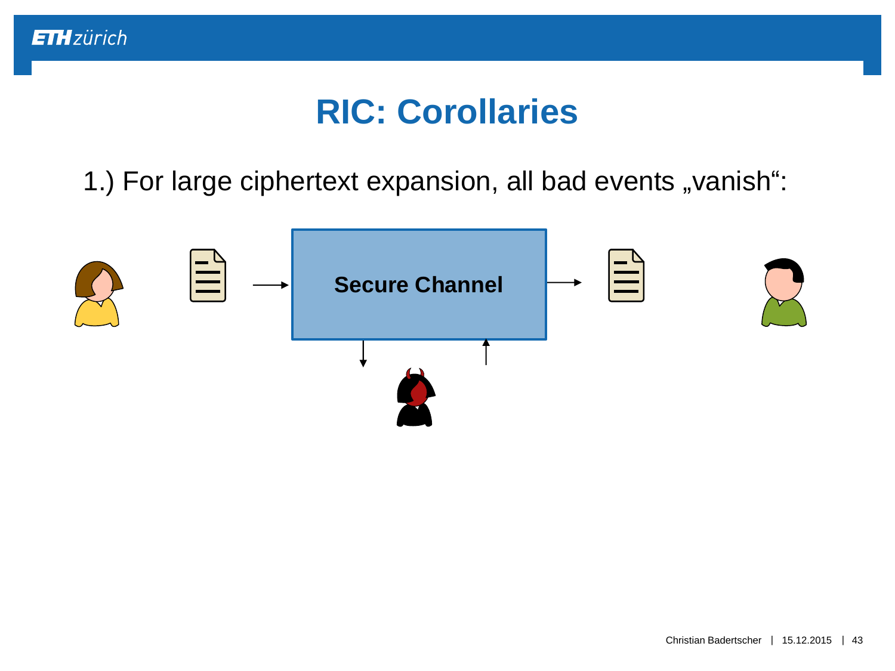# RIC: Corollaries

1.) For large ciphertext expansion, all bad events „vanish“:

Secure Channel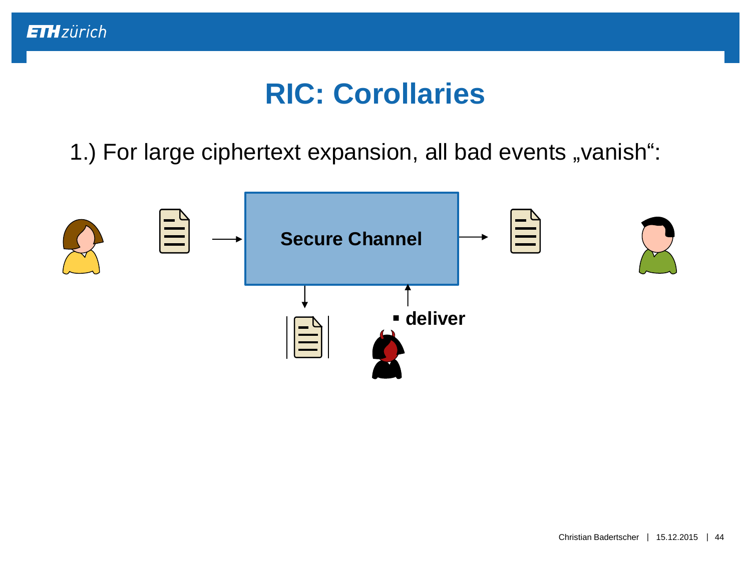# RIC: Corollaries

1.) For large ciphertext expansion, all bad events „vanish“:

Secure Channel

- deliver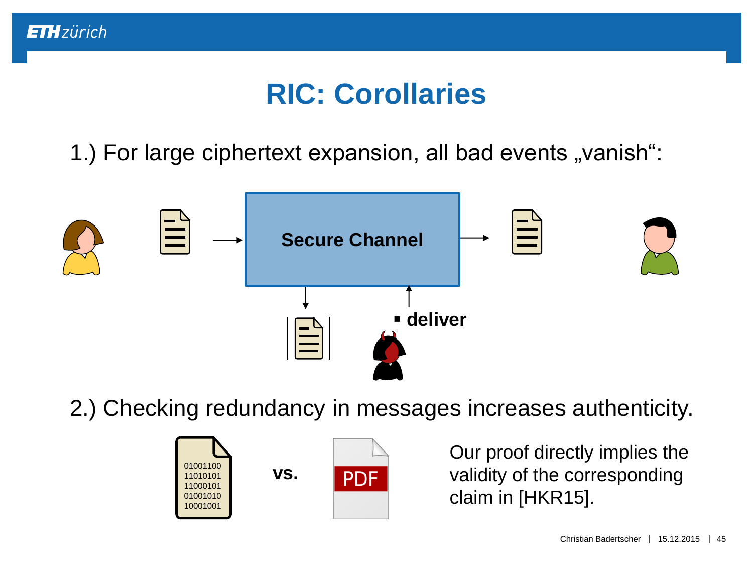# RIC: Corollaries

1.) For large ciphertext expansion, all bad events „vanish“:

Secure Channel

- deliver

2.) Checking redundancy in messages increases authenticity.

01001100
11010101
11000101
01001010
10001001

vs.

PDF

Our proof directly implies the validity of the corresponding claim in [HKR15].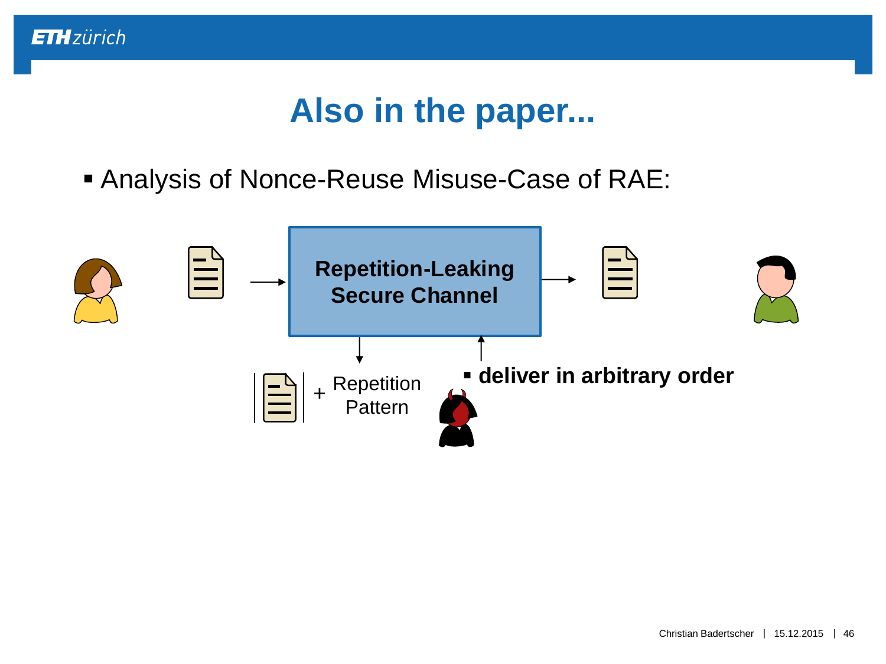# Also in the paper...

- Analysis of Nonce-Reuse Misuse-Case of RAE:

**Repetition-Leaking Secure Channel**

+ Repetition Pattern

- **deliver in arbitrary order**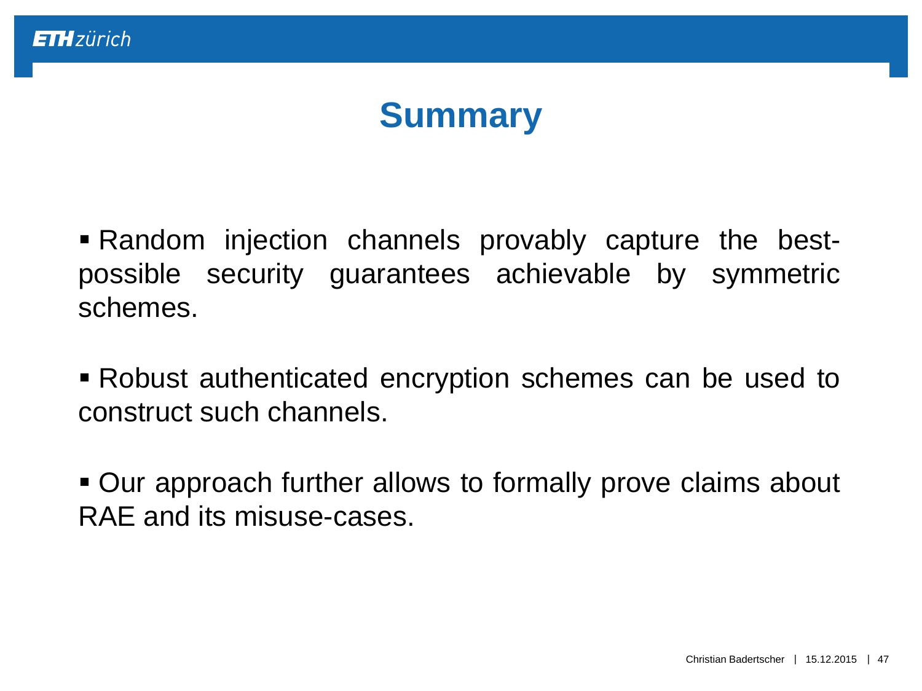# Summary

- Random injection channels provably capture the best-possible security guarantees achievable by symmetric schemes.
- Robust authenticated encryption schemes can be used to construct such channels.
- Our approach further allows to formally prove claims about RAE and its misuse-cases.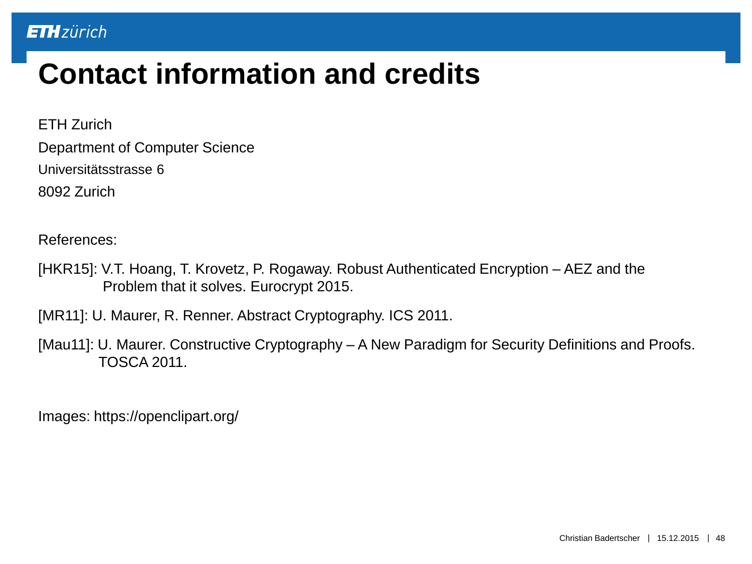# Contact information and credits

ETH Zurich

Department of Computer Science

Universitätsstrasse 6

8092 Zurich

References:

[HKR15]: V.T. Hoang, T. Krovetz, P. Rogaway. Robust Authenticated Encryption – AEZ and the Problem that it solves. Eurocrypt 2015.

[MR11]: U. Maurer, R. Renner. Abstract Cryptography. ICS 2011.

[Mau11]: U. Maurer. Constructive Cryptography – A New Paradigm for Security Definitions and Proofs. TOSCA 2011.

Images: https://openclipart.org/